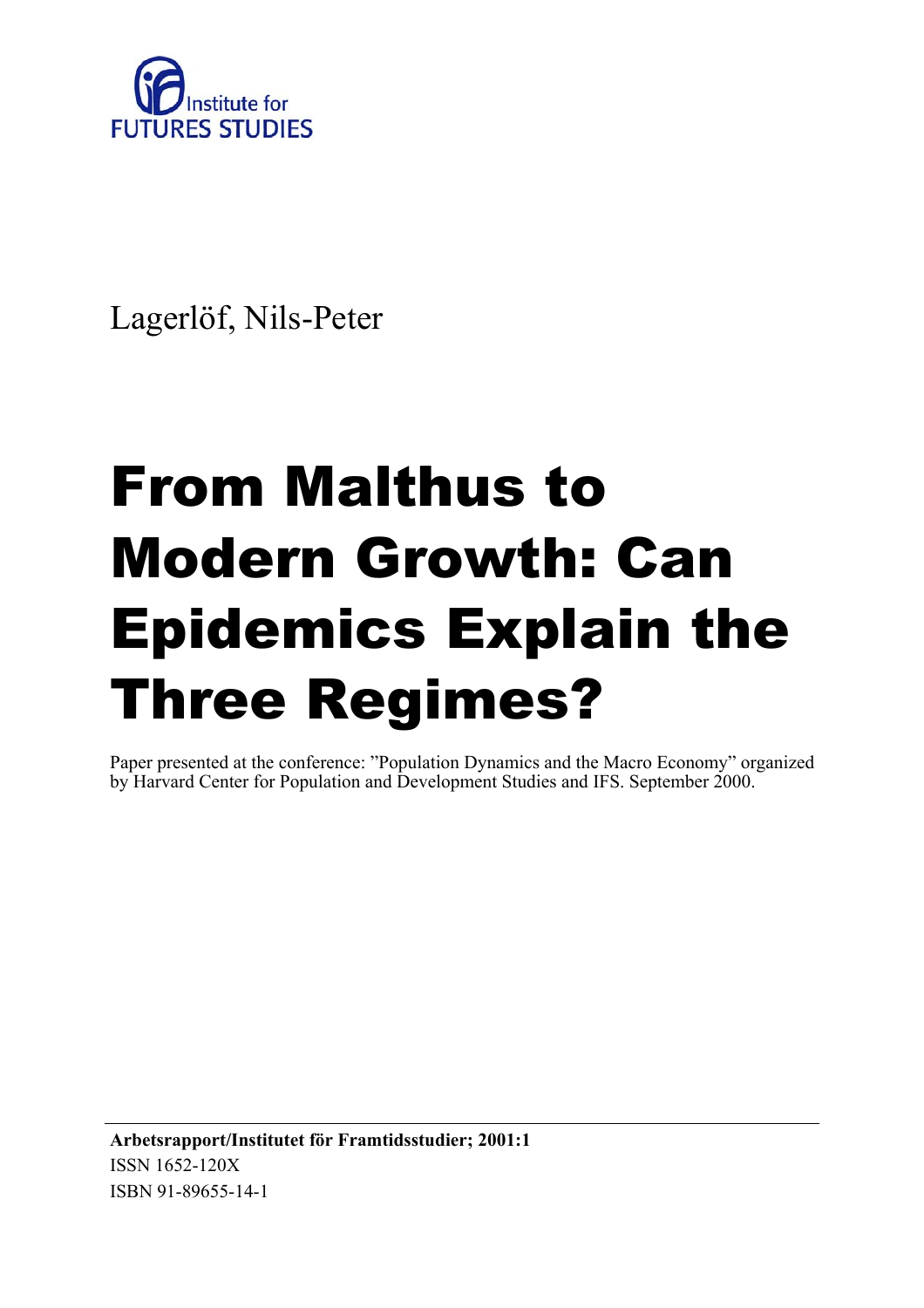Institute for
FUTURES STUDIES

Lagerlöf, Nils-Peter

# From Malthus to Modern Growth: Can Epidemics Explain the Three Regimes?

Paper presented at the conference: ”Population Dynamics and the Macro Economy” organized by Harvard Center for Population and Development Studies and IFS. September 2000.

**Arbetsrapport/Institutet för Framtidsstudier; 2001:1**

ISSN 1652-120X

ISBN 91-89655-14-1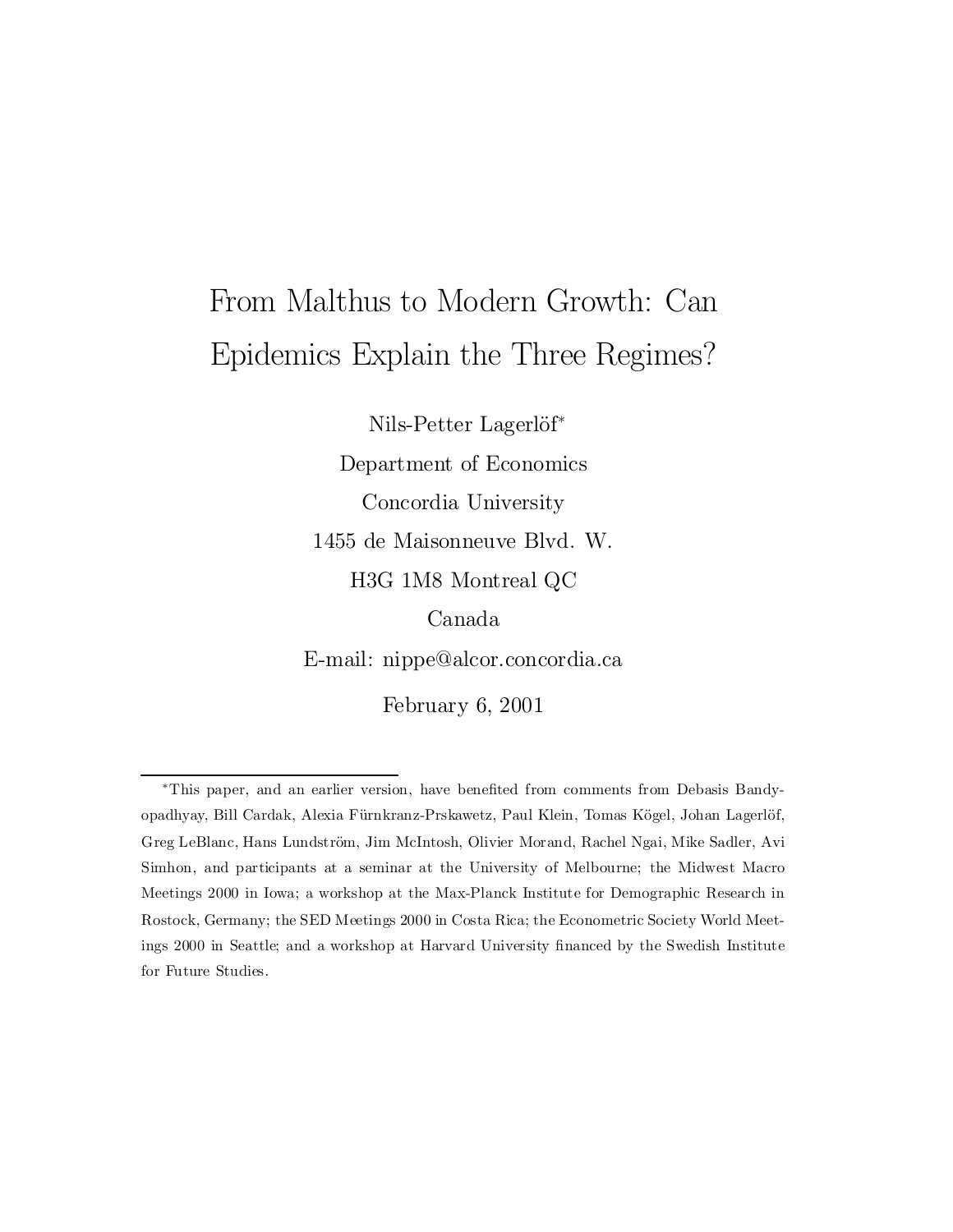# From Malthus to Modern Growth: Can Epidemics Explain the Three Regimes?

Nils-Petter Lagerlöf*

Department of Economics

Concordia University

1455 de Maisonneuve Blvd. W.

H3G 1M8 Montreal QC

Canada

E-mail: nippe@alcor.concordia.ca

February 6, 2001

---

*This paper, and an earlier version, have benefited from comments from Debasis Bandyopadhyay, Bill Cardak, Alexia Fürnkranz-Prskawetz, Paul Klein, Tomas Kögel, Johan Lagerlöf, Greg LeBlanc, Hans Lundström, Jim McIntosh, Olivier Morand, Rachel Ngai, Mike Sadler, Avi Simhon, and participants at a seminar at the University of Melbourne; the Midwest Macro Meetings 2000 in Iowa; a workshop at the Max-Planck Institute for Demographic Research in Rostock, Germany; the SED Meetings 2000 in Costa Rica; the Econometric Society World Meetings 2000 in Seattle; and a workshop at Harvard University financed by the Swedish Institute for Future Studies.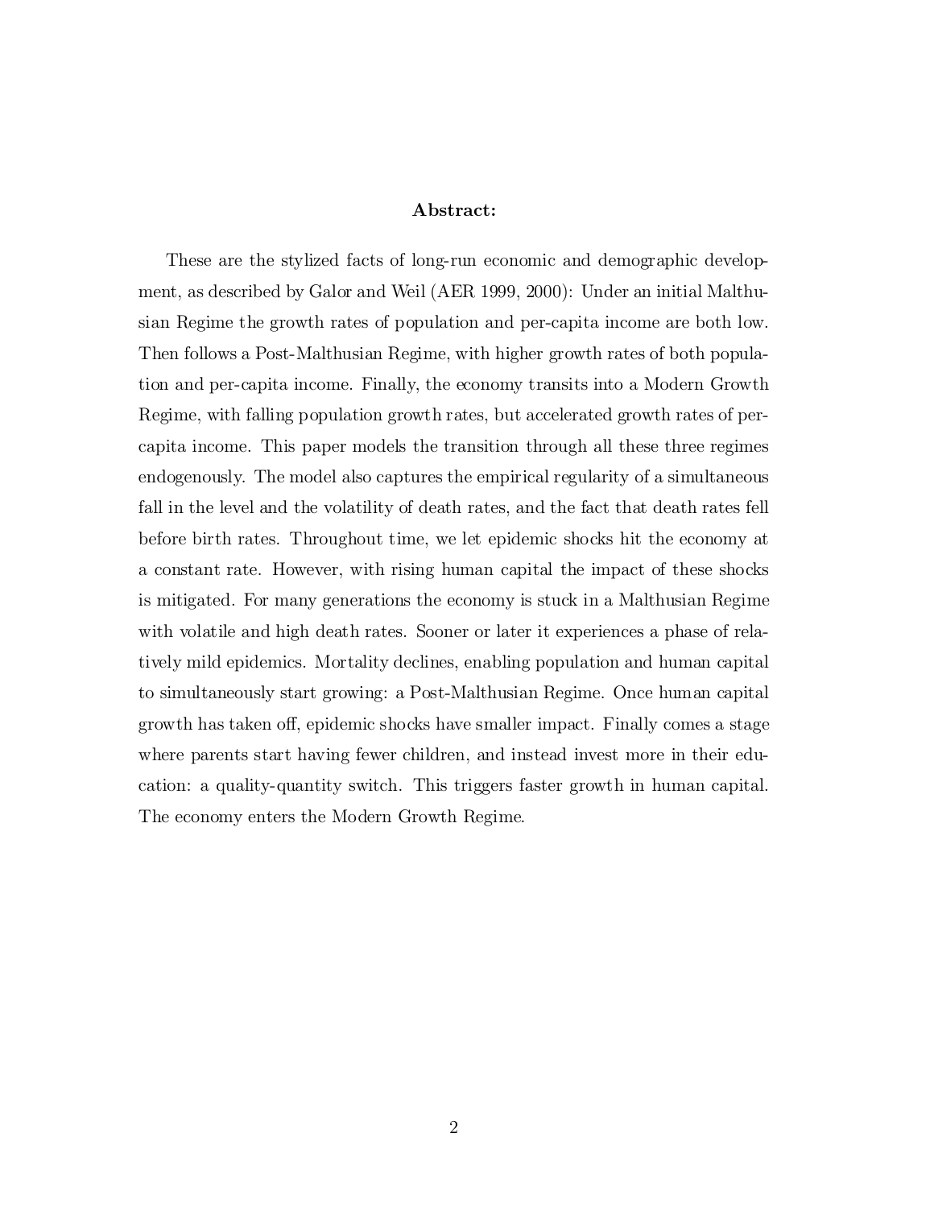**Abstract:**

These are the stylized facts of long-run economic and demographic development, as described by Galor and Weil (AER 1999, 2000): Under an initial Malthusian Regime the growth rates of population and per-capita income are both low. Then follows a Post-Malthusian Regime, with higher growth rates of both population and per-capita income. Finally, the economy transits into a Modern Growth Regime, with falling population growth rates, but accelerated growth rates of per-capita income. This paper models the transition through all these three regimes endogenously. The model also captures the empirical regularity of a simultaneous fall in the level and the volatility of death rates, and the fact that death rates fell before birth rates. Throughout time, we let epidemic shocks hit the economy at a constant rate. However, with rising human capital the impact of these shocks is mitigated. For many generations the economy is stuck in a Malthusian Regime with volatile and high death rates. Sooner or later it experiences a phase of relatively mild epidemics. Mortality declines, enabling population and human capital to simultaneously start growing: a Post-Malthusian Regime. Once human capital growth has taken off, epidemic shocks have smaller impact. Finally comes a stage where parents start having fewer children, and instead invest more in their education: a quality-quantity switch. This triggers faster growth in human capital. The economy enters the Modern Growth Regime.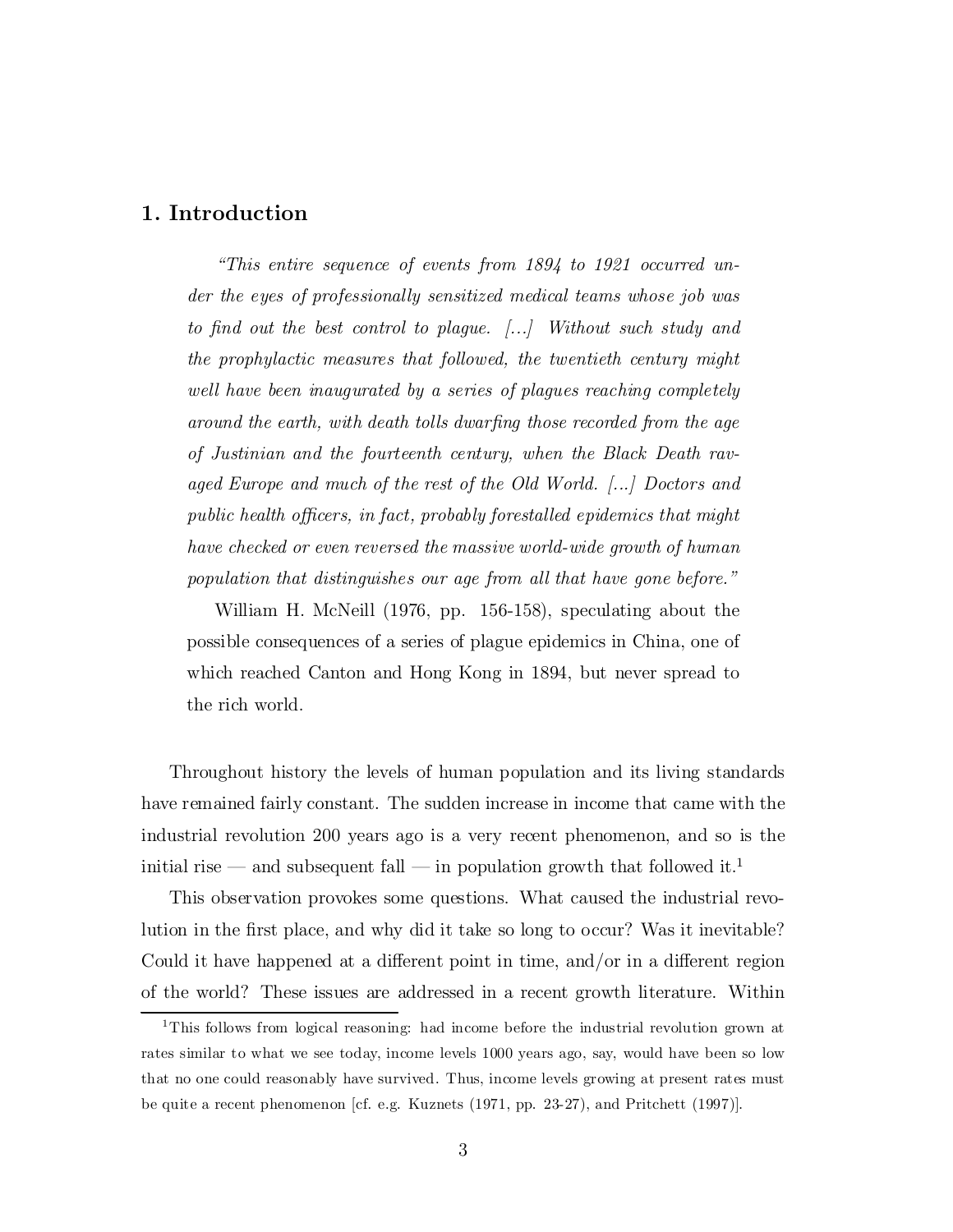# 1. Introduction

> *"This entire sequence of events from 1894 to 1921 occurred under the eyes of professionally sensitized medical teams whose job was to find out the best control to plague. [...] Without such study and the prophylactic measures that followed, the twentieth century might well have been inaugurated by a series of plagues reaching completely around the earth, with death tolls dwarfing those recorded from the age of Justinian and the fourteenth century, when the Black Death ravaged Europe and much of the rest of the Old World. [...] Doctors and public health officers, in fact, probably forestalled epidemics that might have checked or even reversed the massive world-wide growth of human population that distinguishes our age from all that have gone before."*
>
> William H. McNeill (1976, pp. 156-158), speculating about the possible consequences of a series of plague epidemics in China, one of which reached Canton and Hong Kong in 1894, but never spread to the rich world.

Throughout history the levels of human population and its living standards have remained fairly constant. The sudden increase in income that came with the industrial revolution 200 years ago is a very recent phenomenon, and so is the initial rise — and subsequent fall — in population growth that followed it.[1]

This observation provokes some questions. What caused the industrial revolution in the first place, and why did it take so long to occur? Was it inevitable? Could it have happened at a different point in time, and/or in a different region of the world? These issues are addressed in a recent growth literature. Within

[1] This follows from logical reasoning: had income before the industrial revolution grown at rates similar to what we see today, income levels 1000 years ago, say, would have been so low that no one could reasonably have survived. Thus, income levels growing at present rates must be quite a recent phenomenon [cf. e.g. Kuznets (1971, pp. 23-27), and Pritchett (1997)].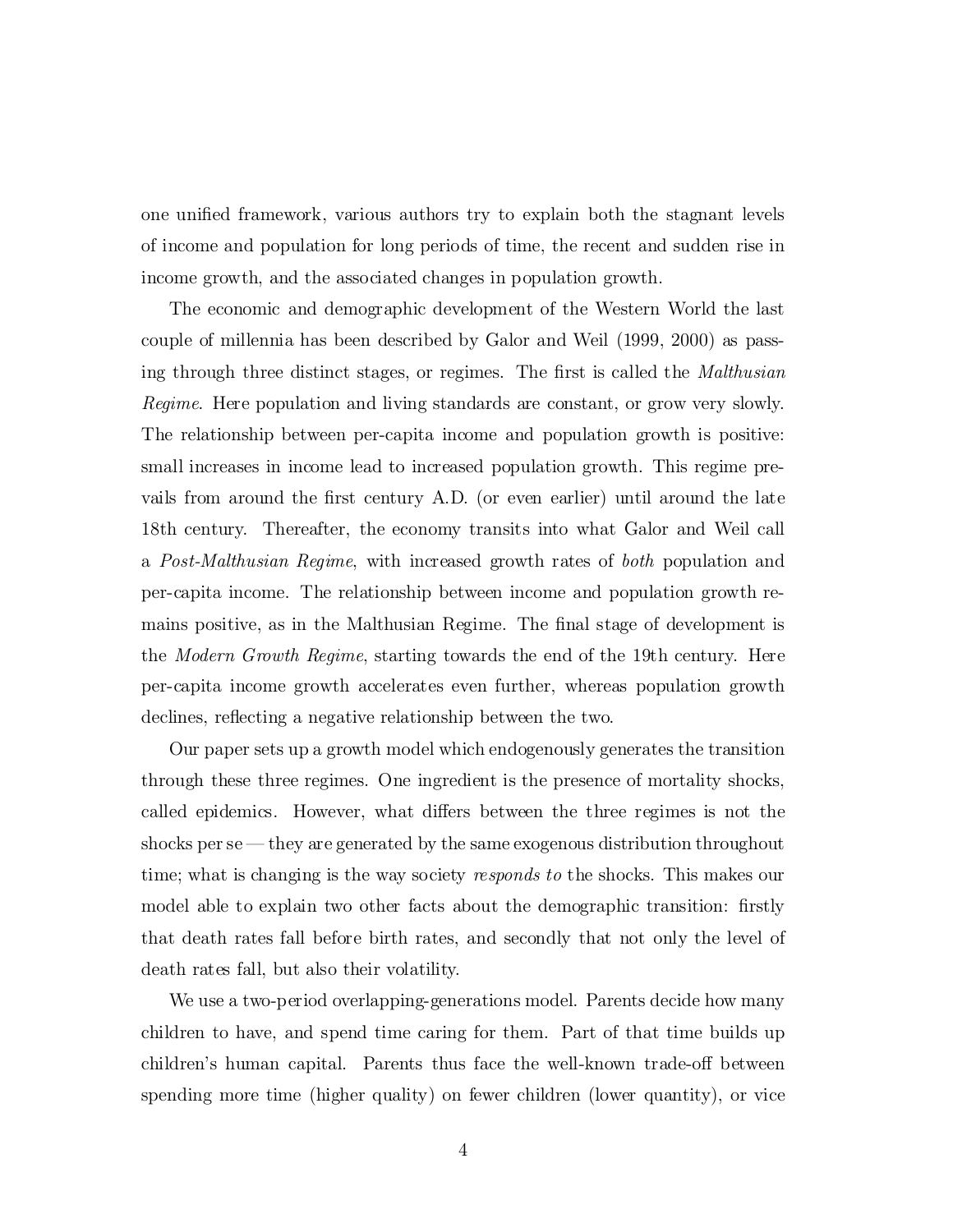one unified framework, various authors try to explain both the stagnant levels of income and population for long periods of time, the recent and sudden rise in income growth, and the associated changes in population growth.

The economic and demographic development of the Western World the last couple of millennia has been described by Galor and Weil (1999, 2000) as passing through three distinct stages, or regimes. The first is called the *Malthusian Regime*. Here population and living standards are constant, or grow very slowly. The relationship between per-capita income and population growth is positive: small increases in income lead to increased population growth. This regime prevails from around the first century A.D. (or even earlier) until around the late 18th century. Thereafter, the economy transits into what Galor and Weil call a *Post-Malthusian Regime*, with increased growth rates of *both* population and per-capita income. The relationship between income and population growth remains positive, as in the Malthusian Regime. The final stage of development is the *Modern Growth Regime*, starting towards the end of the 19th century. Here per-capita income growth accelerates even further, whereas population growth declines, reflecting a negative relationship between the two.

Our paper sets up a growth model which endogenously generates the transition through these three regimes. One ingredient is the presence of mortality shocks, called epidemics. However, what differs between the three regimes is not the shocks per se — they are generated by the same exogenous distribution throughout time; what is changing is the way society *responds to* the shocks. This makes our model able to explain two other facts about the demographic transition: firstly that death rates fall before birth rates, and secondly that not only the level of death rates fall, but also their volatility.

We use a two-period overlapping-generations model. Parents decide how many children to have, and spend time caring for them. Part of that time builds up children's human capital. Parents thus face the well-known trade-off between spending more time (higher quality) on fewer children (lower quantity), or vice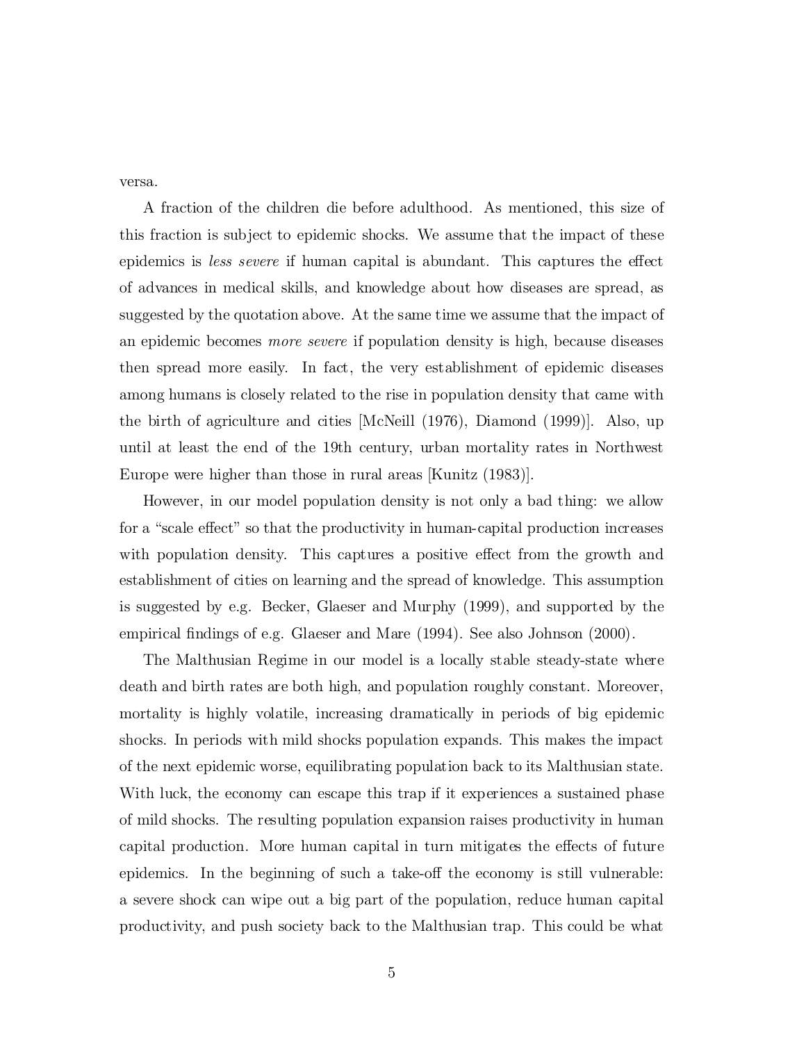versa.

A fraction of the children die before adulthood. As mentioned, this size of this fraction is subject to epidemic shocks. We assume that the impact of these epidemics is *less severe* if human capital is abundant. This captures the effect of advances in medical skills, and knowledge about how diseases are spread, as suggested by the quotation above. At the same time we assume that the impact of an epidemic becomes *more severe* if population density is high, because diseases then spread more easily. In fact, the very establishment of epidemic diseases among humans is closely related to the rise in population density that came with the birth of agriculture and cities [McNeill (1976), Diamond (1999)]. Also, up until at least the end of the 19th century, urban mortality rates in Northwest Europe were higher than those in rural areas [Kunitz (1983)].

However, in our model population density is not only a bad thing: we allow for a "scale effect" so that the productivity in human-capital production increases with population density. This captures a positive effect from the growth and establishment of cities on learning and the spread of knowledge. This assumption is suggested by e.g. Becker, Glaeser and Murphy (1999), and supported by the empirical findings of e.g. Glaeser and Mare (1994). See also Johnson (2000).

The Malthusian Regime in our model is a locally stable steady-state where death and birth rates are both high, and population roughly constant. Moreover, mortality is highly volatile, increasing dramatically in periods of big epidemic shocks. In periods with mild shocks population expands. This makes the impact of the next epidemic worse, equilibrating population back to its Malthusian state. With luck, the economy can escape this trap if it experiences a sustained phase of mild shocks. The resulting population expansion raises productivity in human capital production. More human capital in turn mitigates the effects of future epidemics. In the beginning of such a take-off the economy is still vulnerable: a severe shock can wipe out a big part of the population, reduce human capital productivity, and push society back to the Malthusian trap. This could be what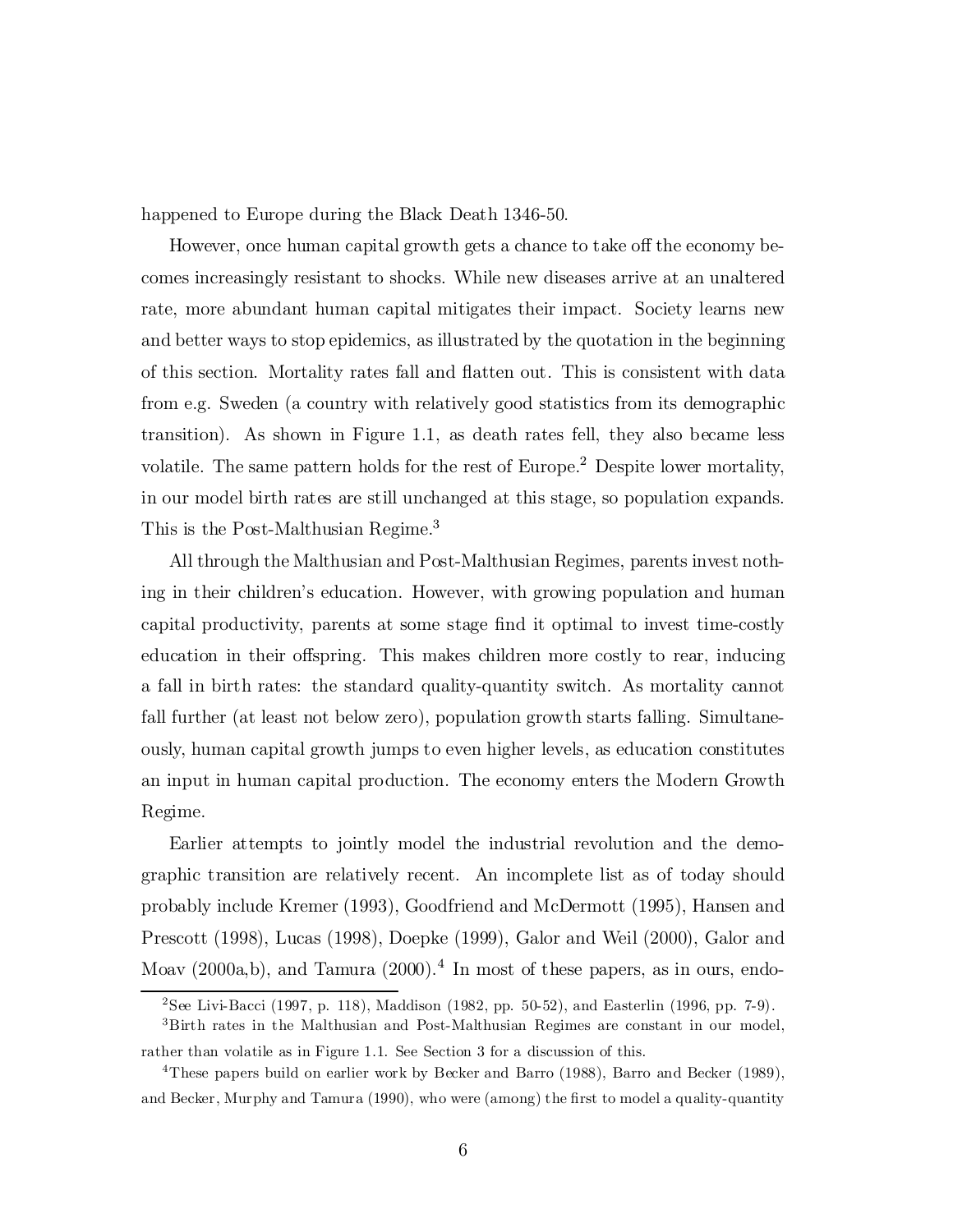happened to Europe during the Black Death 1346-50.

However, once human capital growth gets a chance to take off the economy becomes increasingly resistant to shocks. While new diseases arrive at an unaltered rate, more abundant human capital mitigates their impact. Society learns new and better ways to stop epidemics, as illustrated by the quotation in the beginning of this section. Mortality rates fall and flatten out. This is consistent with data from e.g. Sweden (a country with relatively good statistics from its demographic transition). As shown in Figure 1.1, as death rates fell, they also became less volatile. The same pattern holds for the rest of Europe.[2] Despite lower mortality, in our model birth rates are still unchanged at this stage, so population expands. This is the Post-Malthusian Regime.[3]

All through the Malthusian and Post-Malthusian Regimes, parents invest nothing in their children's education. However, with growing population and human capital productivity, parents at some stage find it optimal to invest time-costly education in their offspring. This makes children more costly to rear, inducing a fall in birth rates: the standard quality-quantity switch. As mortality cannot fall further (at least not below zero), population growth starts falling. Simultaneously, human capital growth jumps to even higher levels, as education constitutes an input in human capital production. The economy enters the Modern Growth Regime.

Earlier attempts to jointly model the industrial revolution and the demographic transition are relatively recent. An incomplete list as of today should probably include Kremer (1993), Goodfriend and McDermott (1995), Hansen and Prescott (1998), Lucas (1998), Doepke (1999), Galor and Weil (2000), Galor and Moav (2000a,b), and Tamura (2000).[4] In most of these papers, as in ours, endo-

---

[2] See Livi-Bacci (1997, p. 118), Maddison (1982, pp. 50-52), and Easterlin (1996, pp. 7-9).

[3] Birth rates in the Malthusian and Post-Malthusian Regimes are constant in our model, rather than volatile as in Figure 1.1. See Section 3 for a discussion of this.

[4] These papers build on earlier work by Becker and Barro (1988), Barro and Becker (1989), and Becker, Murphy and Tamura (1990), who were (among) the first to model a quality-quantity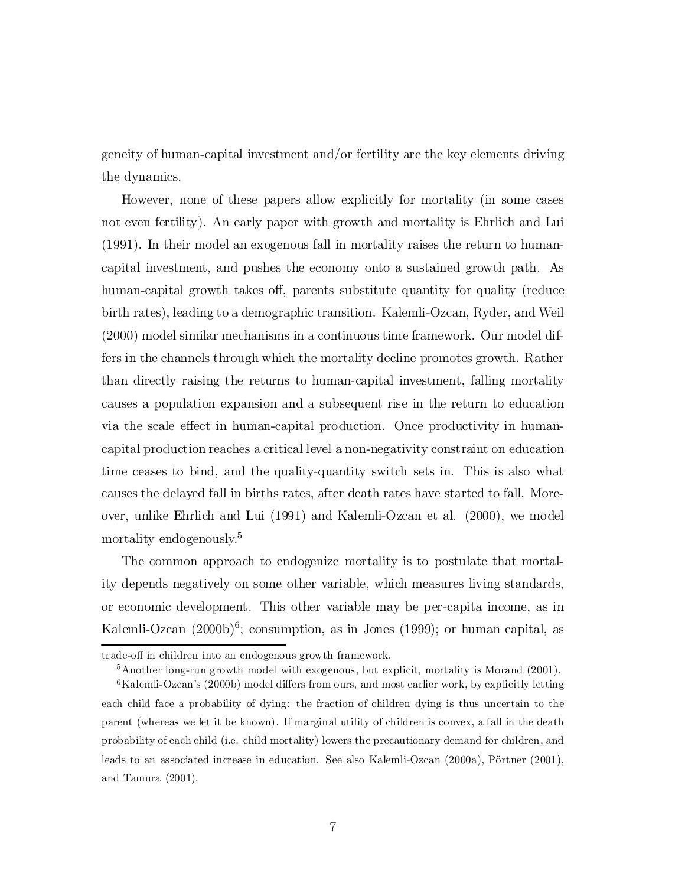geneity of human-capital investment and/or fertility are the key elements driving the dynamics.

However, none of these papers allow explicitly for mortality (in some cases not even fertility). An early paper with growth and mortality is Ehrlich and Lui (1991). In their model an exogenous fall in mortality raises the return to human-capital investment, and pushes the economy onto a sustained growth path. As human-capital growth takes off, parents substitute quantity for quality (reduce birth rates), leading to a demographic transition. Kalemli-Ozcan, Ryder, and Weil (2000) model similar mechanisms in a continuous time framework. Our model differs in the channels through which the mortality decline promotes growth. Rather than directly raising the returns to human-capital investment, falling mortality causes a population expansion and a subsequent rise in the return to education via the scale effect in human-capital production. Once productivity in human-capital production reaches a critical level a non-negativity constraint on education time ceases to bind, and the quality-quantity switch sets in. This is also what causes the delayed fall in births rates, after death rates have started to fall. Moreover, unlike Ehrlich and Lui (1991) and Kalemli-Ozcan et al. (2000), we model mortality endogenously.[5]

The common approach to endogenize mortality is to postulate that mortality depends negatively on some other variable, which measures living standards, or economic development. This other variable may be per-capita income, as in Kalemli-Ozcan (2000b)[6]; consumption, as in Jones (1999); or human capital, as

---

trade-off in children into an endogenous growth framework.

[5] Another long-run growth model with exogenous, but explicit, mortality is Morand (2001).

[6] Kalemli-Ozcan's (2000b) model differs from ours, and most earlier work, by explicitly letting each child face a probability of dying: the fraction of children dying is thus uncertain to the parent (whereas we let it be known). If marginal utility of children is convex, a fall in the death probability of each child (i.e. child mortality) lowers the precautionary demand for children, and leads to an associated increase in education. See also Kalemli-Ozcan (2000a), Pörtner (2001), and Tamura (2001).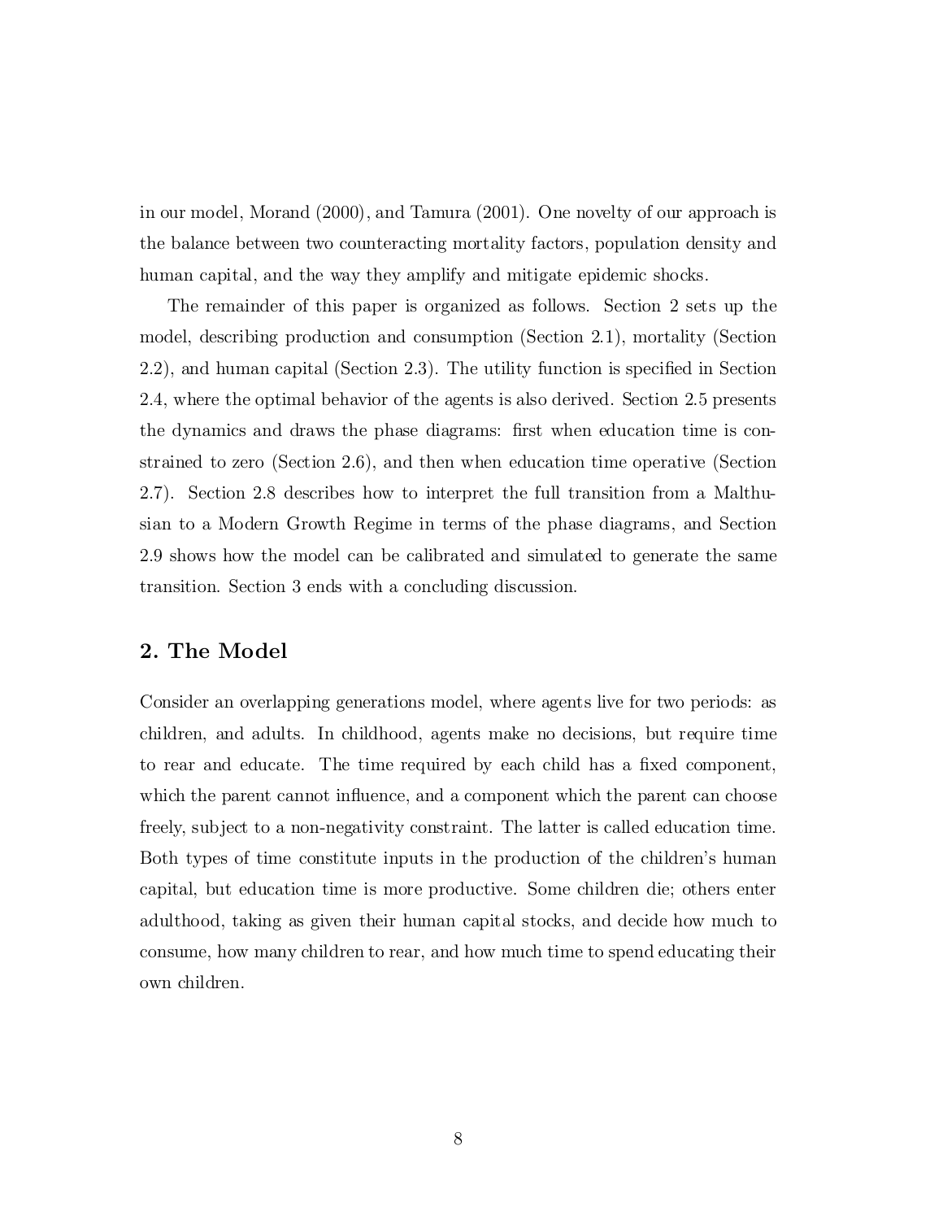in our model, Morand (2000), and Tamura (2001). One novelty of our approach is the balance between two counteracting mortality factors, population density and human capital, and the way they amplify and mitigate epidemic shocks.

The remainder of this paper is organized as follows. Section 2 sets up the model, describing production and consumption (Section 2.1), mortality (Section 2.2), and human capital (Section 2.3). The utility function is specified in Section 2.4, where the optimal behavior of the agents is also derived. Section 2.5 presents the dynamics and draws the phase diagrams: first when education time is constrained to zero (Section 2.6), and then when education time operative (Section 2.7). Section 2.8 describes how to interpret the full transition from a Malthusian to a Modern Growth Regime in terms of the phase diagrams, and Section 2.9 shows how the model can be calibrated and simulated to generate the same transition. Section 3 ends with a concluding discussion.

## 2. The Model

Consider an overlapping generations model, where agents live for two periods: as children, and adults. In childhood, agents make no decisions, but require time to rear and educate. The time required by each child has a fixed component, which the parent cannot influence, and a component which the parent can choose freely, subject to a non-negativity constraint. The latter is called education time. Both types of time constitute inputs in the production of the children's human capital, but education time is more productive. Some children die; others enter adulthood, taking as given their human capital stocks, and decide how much to consume, how many children to rear, and how much time to spend educating their own children.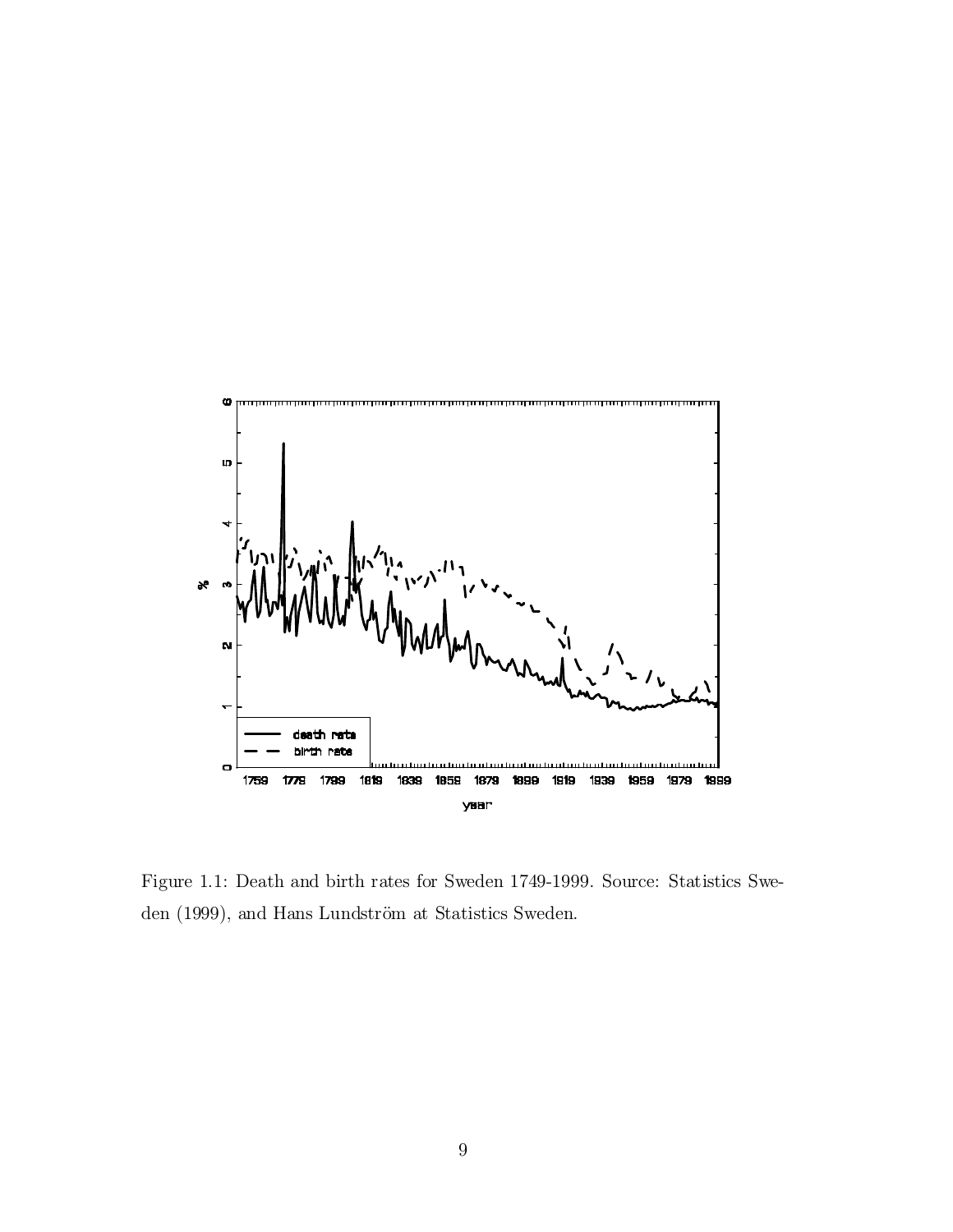%

6
5
4
3
2
1
0

death rate
birth rate

1759 1779 1799 1819 1839 1859 1879 1899 1919 1939 1959 1979 1999

year

Figure 1.1: Death and birth rates for Sweden 1749-1999. Source: Statistics Sweden (1999), and Hans Lundström at Statistics Sweden.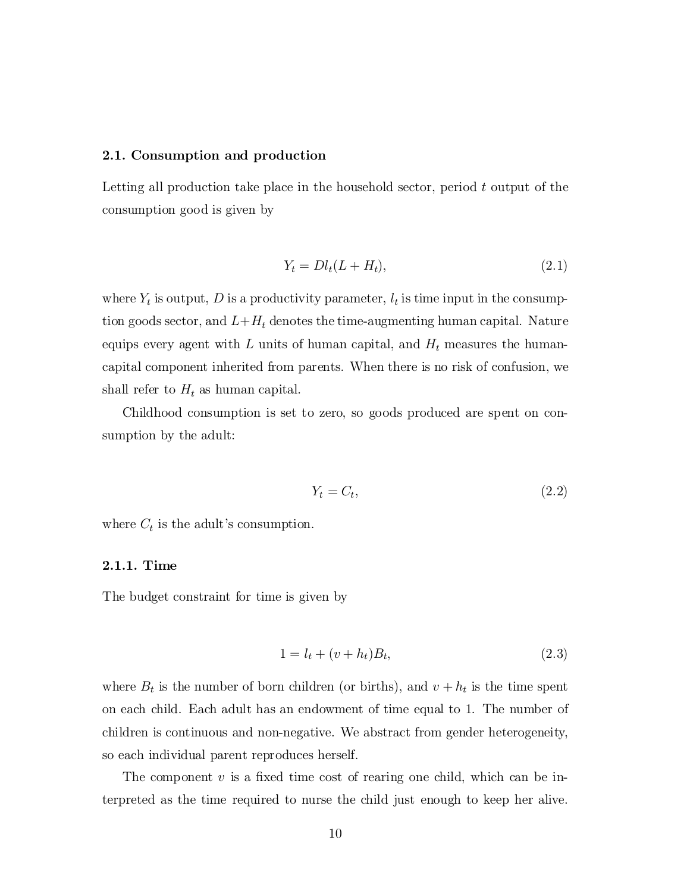### 2.1. Consumption and production

Letting all production take place in the household sector, period $t$ output of the consumption good is given by

$$Y_t = Dl_t(L + H_t), \tag{2.1}$$

where $Y_t$ is output, $D$ is a productivity parameter, $l_t$ is time input in the consumption goods sector, and $L+H_t$ denotes the time-augmenting human capital. Nature equips every agent with $L$ units of human capital, and $H_t$ measures the human-capital component inherited from parents. When there is no risk of confusion, we shall refer to $H_t$ as human capital.

Childhood consumption is set to zero, so goods produced are spent on consumption by the adult:

$$Y_t = C_t, \tag{2.2}$$

where $C_t$ is the adult's consumption.

#### 2.1.1. Time

The budget constraint for time is given by

$$1 = l_t + (v + h_t)B_t, \tag{2.3}$$

where $B_t$ is the number of born children (or births), and $v + h_t$ is the time spent on each child. Each adult has an endowment of time equal to 1. The number of children is continuous and non-negative. We abstract from gender heterogeneity, so each individual parent reproduces herself.

The component $v$ is a fixed time cost of rearing one child, which can be interpreted as the time required to nurse the child just enough to keep her alive.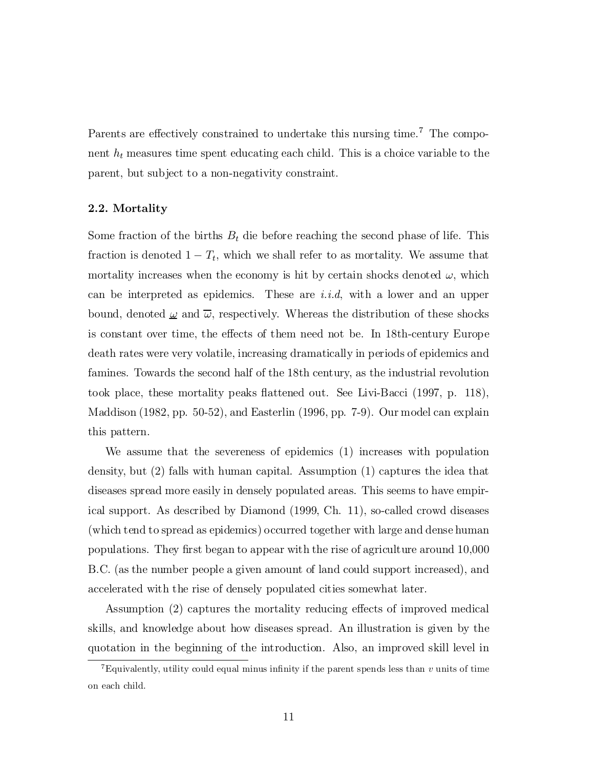Parents are effectively constrained to undertake this nursing time.[7] The component $h_t$ measures time spent educating each child. This is a choice variable to the parent, but subject to a non-negativity constraint.

### 2.2. Mortality

Some fraction of the births $B_t$ die before reaching the second phase of life. This fraction is denoted $1 - T_t$, which we shall refer to as mortality. We assume that mortality increases when the economy is hit by certain shocks denoted $\omega$, which can be interpreted as epidemics. These are *i.i.d*, with a lower and an upper bound, denoted $\underline{\omega}$ and $\overline{\omega}$, respectively. Whereas the distribution of these shocks is constant over time, the effects of them need not be. In 18th-century Europe death rates were very volatile, increasing dramatically in periods of epidemics and famines. Towards the second half of the 18th century, as the industrial revolution took place, these mortality peaks flattened out. See Livi-Bacci (1997, p. 118), Maddison (1982, pp. 50-52), and Easterlin (1996, pp. 7-9). Our model can explain this pattern.

We assume that the severeness of epidemics (1) increases with population density, but (2) falls with human capital. Assumption (1) captures the idea that diseases spread more easily in densely populated areas. This seems to have empirical support. As described by Diamond (1999, Ch. 11), so-called crowd diseases (which tend to spread as epidemics) occurred together with large and dense human populations. They first began to appear with the rise of agriculture around 10,000 B.C. (as the number people a given amount of land could support increased), and accelerated with the rise of densely populated cities somewhat later.

Assumption (2) captures the mortality reducing effects of improved medical skills, and knowledge about how diseases spread. An illustration is given by the quotation in the beginning of the introduction. Also, an improved skill level in

[7] Equivalently, utility could equal minus infinity if the parent spends less than $v$ units of time on each child.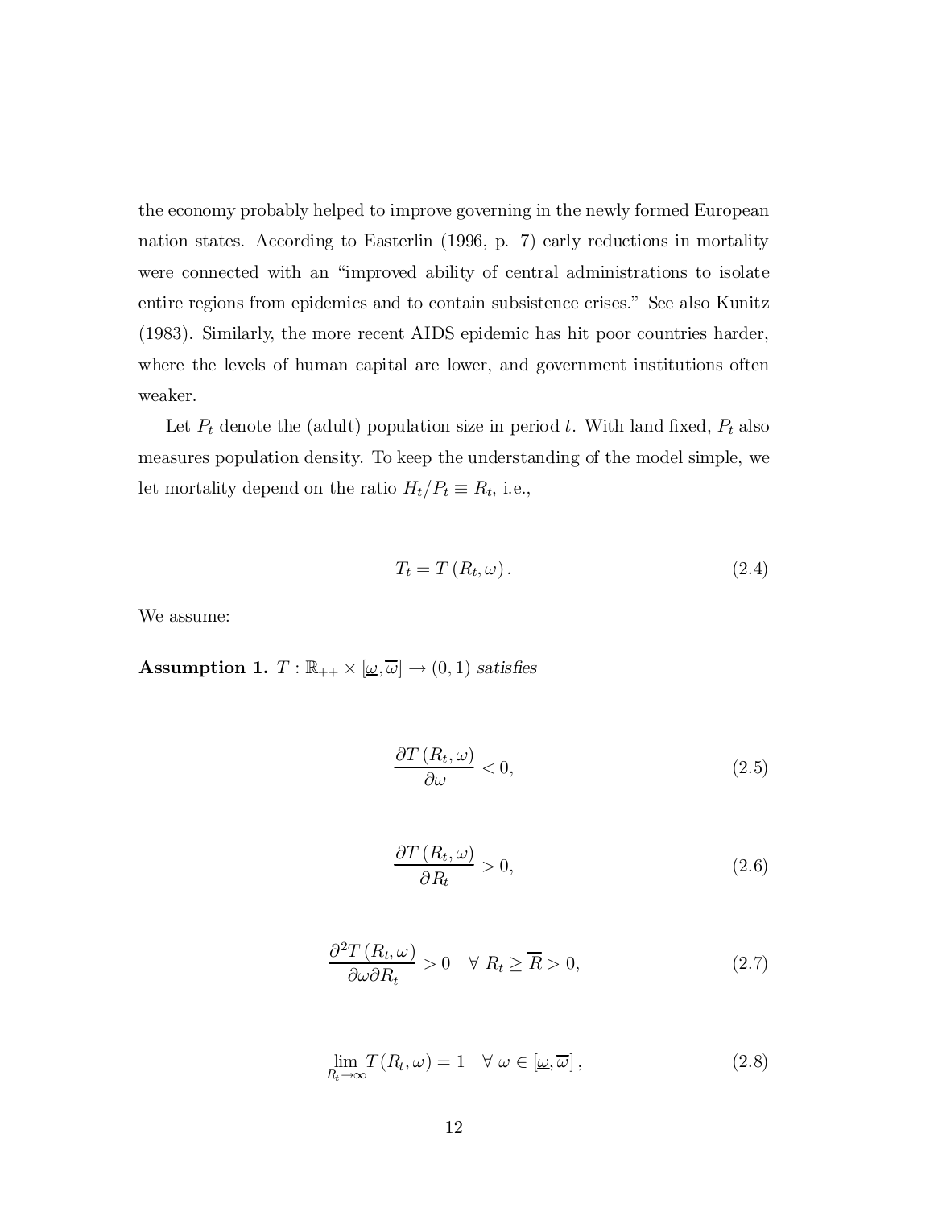the economy probably helped to improve governing in the newly formed European nation states. According to Easterlin (1996, p. 7) early reductions in mortality were connected with an "improved ability of central administrations to isolate entire regions from epidemics and to contain subsistence crises." See also Kunitz (1983). Similarly, the more recent AIDS epidemic has hit poor countries harder, where the levels of human capital are lower, and government institutions often weaker.

Let $P_t$ denote the (adult) population size in period $t$. With land fixed, $P_t$ also measures population density. To keep the understanding of the model simple, we let mortality depend on the ratio $H_t/P_t \equiv R_t$, i.e.,

$$T_t = T\left(R_t, \omega\right). \tag{2.4}$$

We assume:

**Assumption 1.** *$T : \mathbb{R}_{++} \times [\underline{\omega}, \overline{\omega}] \to (0, 1)$ satisfies*

$$\frac{\partial T\left(R_t, \omega\right)}{\partial \omega} < 0, \tag{2.5}$$

$$\frac{\partial T\left(R_t, \omega\right)}{\partial R_t} > 0, \tag{2.6}$$

$$\frac{\partial^2 T\left(R_t, \omega\right)}{\partial \omega \partial R_t} > 0 \quad \forall \ R_t \geq \overline{R} > 0, \tag{2.7}$$

$$\lim_{R_t \to \infty} T(R_t, \omega) = 1 \quad \forall \ \omega \in \left[\underline{\omega}, \overline{\omega}\right], \tag{2.8}$$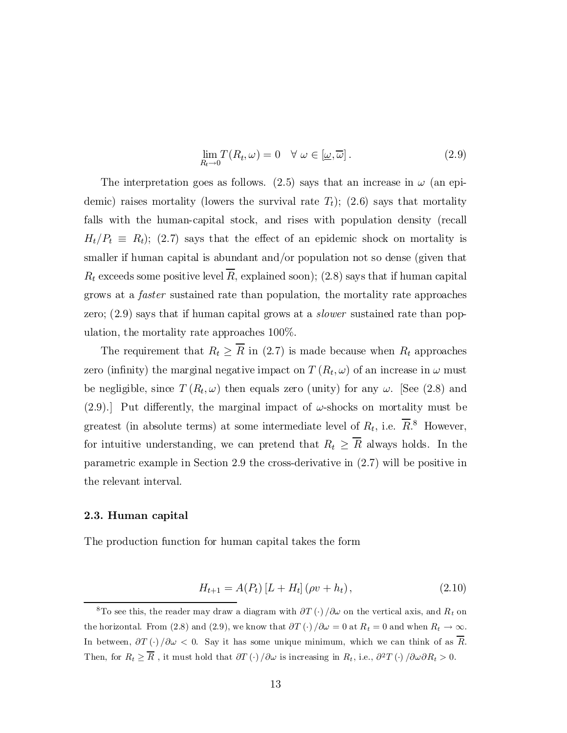$$\lim_{R_t \to 0} T(R_t, \omega) = 0 \quad \forall\ \omega \in [\underline{\omega}, \overline{\omega}]\,. \tag{2.9}$$

The interpretation goes as follows. (2.5) says that an increase in $\omega$ (an epidemic) raises mortality (lowers the survival rate $T_t$); (2.6) says that mortality falls with the human-capital stock, and rises with population density (recall $H_t/P_t \equiv R_t$); (2.7) says that the effect of an epidemic shock on mortality is smaller if human capital is abundant and/or population not so dense (given that $R_t$ exceeds some positive level $\overline{R}$, explained soon); (2.8) says that if human capital grows at a *faster* sustained rate than population, the mortality rate approaches zero; (2.9) says that if human capital grows at a *slower* sustained rate than population, the mortality rate approaches 100%.

The requirement that $R_t \geq \overline{R}$ in (2.7) is made because when $R_t$ approaches zero (infinity) the marginal negative impact on $T(R_t, \omega)$ of an increase in $\omega$ must be negligible, since $T(R_t, \omega)$ then equals zero (unity) for any $\omega$. [See (2.8) and (2.9).] Put differently, the marginal impact of $\omega$-shocks on mortality must be greatest (in absolute terms) at some intermediate level of $R_t$, i.e. $\overline{R}$.[8] However, for intuitive understanding, we can pretend that $R_t \geq \overline{R}$ always holds. In the parametric example in Section 2.9 the cross-derivative in (2.7) will be positive in the relevant interval.

### 2.3. Human capital

The production function for human capital takes the form

$$H_{t+1} = A(P_t)\,[L + H_t]\,(\rho v + h_t)\,, \tag{2.10}$$

[8] To see this, the reader may draw a diagram with $\partial T(\cdot)/\partial \omega$ on the vertical axis, and $R_t$ on the horizontal. From (2.8) and (2.9), we know that $\partial T(\cdot)/\partial \omega = 0$ at $R_t = 0$ and when $R_t \to \infty$. In between, $\partial T(\cdot)/\partial \omega < 0$. Say it has some unique minimum, which we can think of as $\overline{R}$. Then, for $R_t \geq \overline{R}$, it must hold that $\partial T(\cdot)/\partial \omega$ is increasing in $R_t$, i.e., $\partial^2 T(\cdot)/\partial \omega \partial R_t > 0$.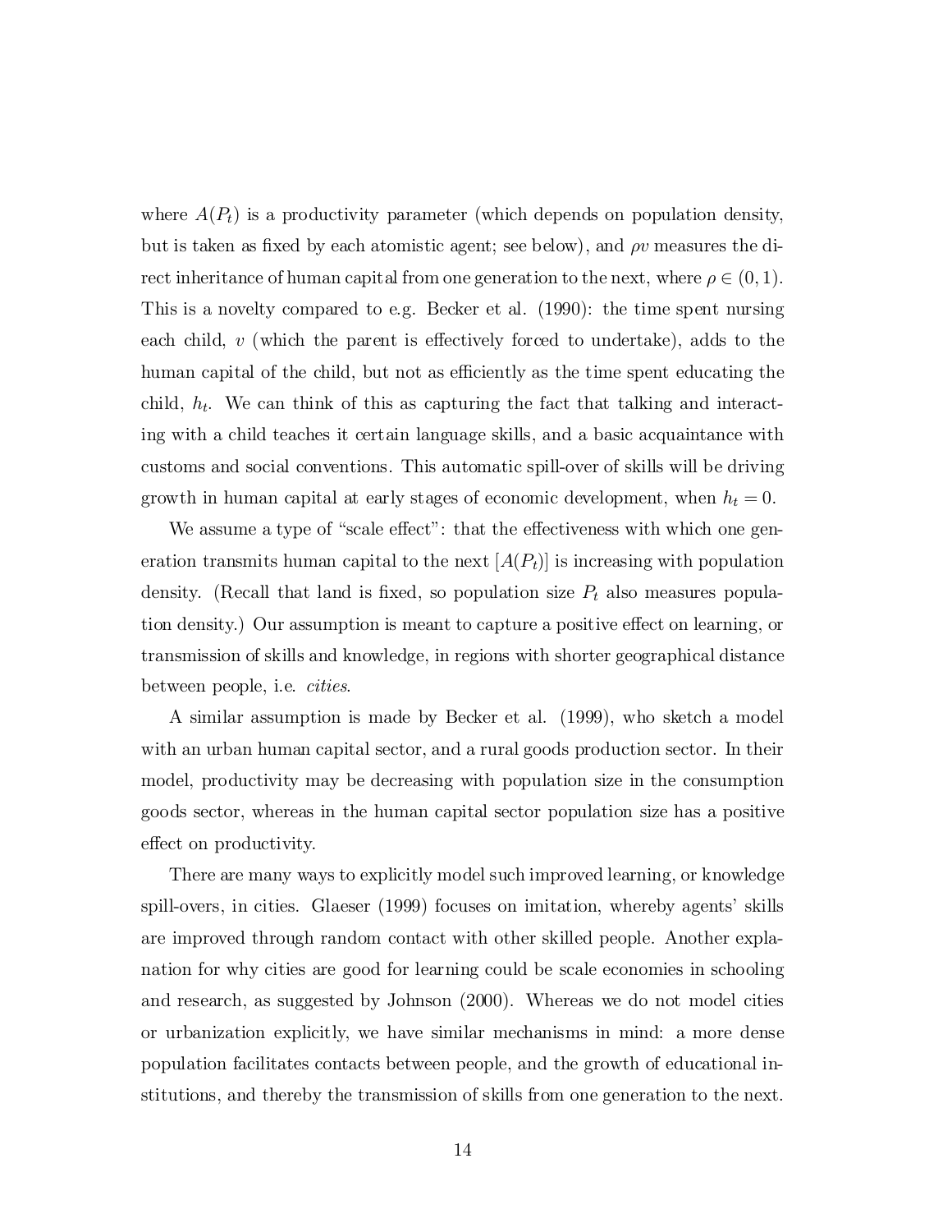where $A(P_t)$ is a productivity parameter (which depends on population density, but is taken as fixed by each atomistic agent; see below), and $\rho v$ measures the direct inheritance of human capital from one generation to the next, where $\rho \in (0, 1)$. This is a novelty compared to e.g. Becker et al. (1990): the time spent nursing each child, $v$ (which the parent is effectively forced to undertake), adds to the human capital of the child, but not as efficiently as the time spent educating the child, $h_t$. We can think of this as capturing the fact that talking and interacting with a child teaches it certain language skills, and a basic acquaintance with customs and social conventions. This automatic spill-over of skills will be driving growth in human capital at early stages of economic development, when $h_t = 0$.

We assume a type of "scale effect": that the effectiveness with which one generation transmits human capital to the next $[A(P_t)]$ is increasing with population density. (Recall that land is fixed, so population size $P_t$ also measures population density.) Our assumption is meant to capture a positive effect on learning, or transmission of skills and knowledge, in regions with shorter geographical distance between people, i.e. *cities*.

A similar assumption is made by Becker et al. (1999), who sketch a model with an urban human capital sector, and a rural goods production sector. In their model, productivity may be decreasing with population size in the consumption goods sector, whereas in the human capital sector population size has a positive effect on productivity.

There are many ways to explicitly model such improved learning, or knowledge spill-overs, in cities. Glaeser (1999) focuses on imitation, whereby agents' skills are improved through random contact with other skilled people. Another explanation for why cities are good for learning could be scale economies in schooling and research, as suggested by Johnson (2000). Whereas we do not model cities or urbanization explicitly, we have similar mechanisms in mind: a more dense population facilitates contacts between people, and the growth of educational institutions, and thereby the transmission of skills from one generation to the next.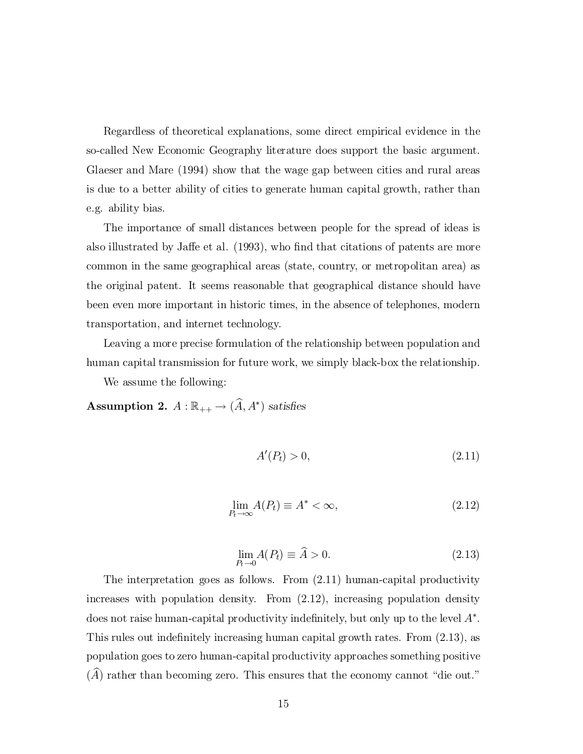Regardless of theoretical explanations, some direct empirical evidence in the so-called New Economic Geography literature does support the basic argument. Glaeser and Mare (1994) show that the wage gap between cities and rural areas is due to a better ability of cities to generate human capital growth, rather than e.g. ability bias.

The importance of small distances between people for the spread of ideas is also illustrated by Jaffe et al. (1993), who find that citations of patents are more common in the same geographical areas (state, country, or metropolitan area) as the original patent. It seems reasonable that geographical distance should have been even more important in historic times, in the absence of telephones, modern transportation, and internet technology.

Leaving a more precise formulation of the relationship between population and human capital transmission for future work, we simply black-box the relationship.

We assume the following:

**Assumption 2.** $A : \mathbb{R}_{++} \rightarrow (\widehat{A}, A^*)$ *satisfies*

$$A'(P_t) > 0, \tag{2.11}$$

$$\lim_{P_t \to \infty} A(P_t) \equiv A^* < \infty, \tag{2.12}$$

$$\lim_{P_t \to 0} A(P_t) \equiv \widehat{A} > 0. \tag{2.13}$$

The interpretation goes as follows. From (2.11) human-capital productivity increases with population density. From (2.12), increasing population density does not raise human-capital productivity indefinitely, but only up to the level $A^*$. This rules out indefinitely increasing human capital growth rates. From (2.13), as population goes to zero human-capital productivity approaches something positive ($\widehat{A}$) rather than becoming zero. This ensures that the economy cannot "die out."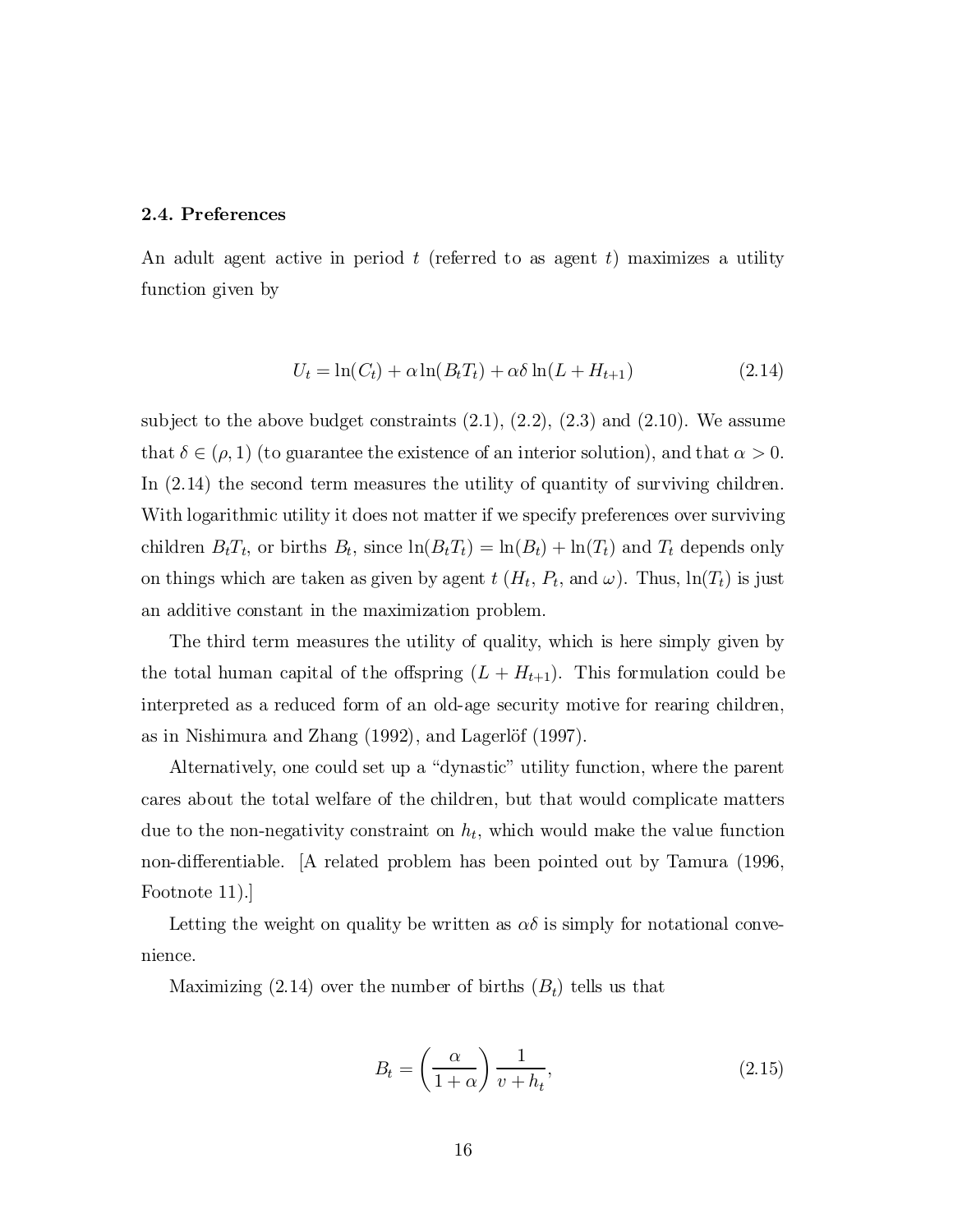### 2.4. Preferences

An adult agent active in period $t$ (referred to as agent $t$) maximizes a utility function given by

$$U_t = \ln(C_t) + \alpha \ln(B_t T_t) + \alpha\delta \ln(L + H_{t+1}) \tag{2.14}$$

subject to the above budget constraints (2.1), (2.2), (2.3) and (2.10). We assume that $\delta \in (\rho, 1)$ (to guarantee the existence of an interior solution), and that $\alpha > 0$. In (2.14) the second term measures the utility of quantity of surviving children. With logarithmic utility it does not matter if we specify preferences over surviving children $B_t T_t$, or births $B_t$, since $\ln(B_t T_t) = \ln(B_t) + \ln(T_t)$ and $T_t$ depends only on things which are taken as given by agent $t$ ($H_t$, $P_t$, and $\omega$). Thus, $\ln(T_t)$ is just an additive constant in the maximization problem.

The third term measures the utility of quality, which is here simply given by the total human capital of the offspring ($L + H_{t+1}$). This formulation could be interpreted as a reduced form of an old-age security motive for rearing children, as in Nishimura and Zhang (1992), and Lagerlöf (1997).

Alternatively, one could set up a "dynastic" utility function, where the parent cares about the total welfare of the children, but that would complicate matters due to the non-negativity constraint on $h_t$, which would make the value function non-differentiable. [A related problem has been pointed out by Tamura (1996, Footnote 11).]

Letting the weight on quality be written as $\alpha\delta$ is simply for notational convenience.

Maximizing (2.14) over the number of births ($B_t$) tells us that

$$B_t = \left(\frac{\alpha}{1+\alpha}\right) \frac{1}{v + h_t}, \tag{2.15}$$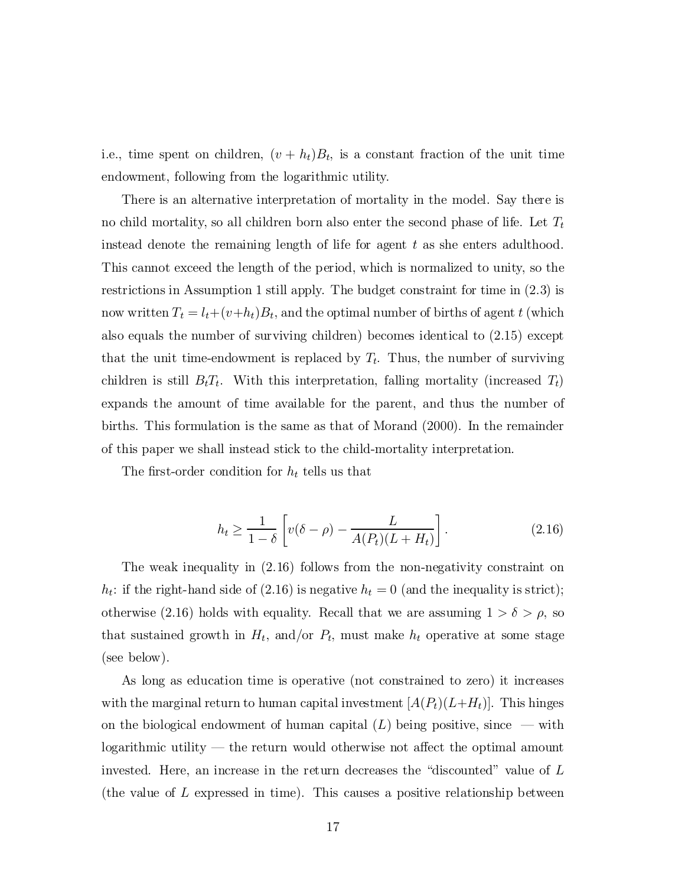i.e., time spent on children, $(v + h_t)B_t$, is a constant fraction of the unit time endowment, following from the logarithmic utility.

There is an alternative interpretation of mortality in the model. Say there is no child mortality, so all children born also enter the second phase of life. Let $T_t$ instead denote the remaining length of life for agent $t$ as she enters adulthood. This cannot exceed the length of the period, which is normalized to unity, so the restrictions in Assumption 1 still apply. The budget constraint for time in (2.3) is now written $T_t = l_t + (v + h_t)B_t$, and the optimal number of births of agent $t$ (which also equals the number of surviving children) becomes identical to (2.15) except that the unit time-endowment is replaced by $T_t$. Thus, the number of surviving children is still $B_t T_t$. With this interpretation, falling mortality (increased $T_t$) expands the amount of time available for the parent, and thus the number of births. This formulation is the same as that of Morand (2000). In the remainder of this paper we shall instead stick to the child-mortality interpretation.

The first-order condition for $h_t$ tells us that

$$h_t \geq \frac{1}{1-\delta}\left[v(\delta - \rho) - \frac{L}{A(P_t)(L + H_t)}\right]. \tag{2.16}$$

The weak inequality in (2.16) follows from the non-negativity constraint on $h_t$: if the right-hand side of (2.16) is negative $h_t = 0$ (and the inequality is strict); otherwise (2.16) holds with equality. Recall that we are assuming $1 > \delta > \rho$, so that sustained growth in $H_t$, and/or $P_t$, must make $h_t$ operative at some stage (see below).

As long as education time is operative (not constrained to zero) it increases with the marginal return to human capital investment $[A(P_t)(L+H_t)]$. This hinges on the biological endowment of human capital ($L$) being positive, since — with logarithmic utility — the return would otherwise not affect the optimal amount invested. Here, an increase in the return decreases the "discounted" value of $L$ (the value of $L$ expressed in time). This causes a positive relationship between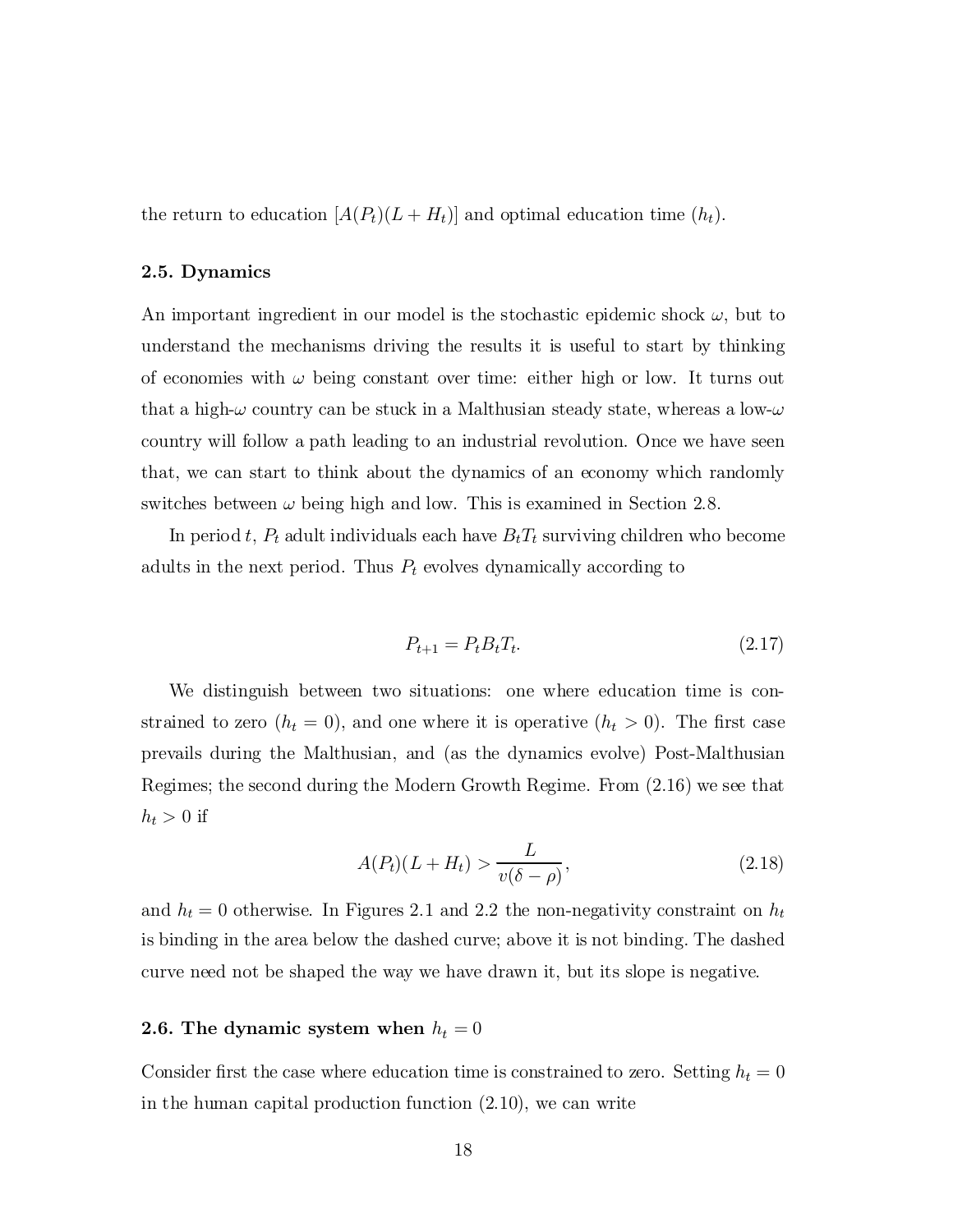the return to education $[A(P_t)(L + H_t)]$ and optimal education time $(h_t)$.

### 2.5. Dynamics

An important ingredient in our model is the stochastic epidemic shock $\omega$, but to understand the mechanisms driving the results it is useful to start by thinking of economies with $\omega$ being constant over time: either high or low. It turns out that a high-$\omega$ country can be stuck in a Malthusian steady state, whereas a low-$\omega$ country will follow a path leading to an industrial revolution. Once we have seen that, we can start to think about the dynamics of an economy which randomly switches between $\omega$ being high and low. This is examined in Section 2.8.

In period $t$, $P_t$ adult individuals each have $B_t T_t$ surviving children who become adults in the next period. Thus $P_t$ evolves dynamically according to

$$P_{t+1} = P_t B_t T_t. \tag{2.17}$$

We distinguish between two situations: one where education time is constrained to zero ($h_t = 0$), and one where it is operative ($h_t > 0$). The first case prevails during the Malthusian, and (as the dynamics evolve) Post-Malthusian Regimes; the second during the Modern Growth Regime. From (2.16) we see that $h_t > 0$ if

$$A(P_t)(L + H_t) > \frac{L}{v(\delta - \rho)}, \tag{2.18}$$

and $h_t = 0$ otherwise. In Figures 2.1 and 2.2 the non-negativity constraint on $h_t$ is binding in the area below the dashed curve; above it is not binding. The dashed curve need not be shaped the way we have drawn it, but its slope is negative.

### 2.6. The dynamic system when $h_t = 0$

Consider first the case where education time is constrained to zero. Setting $h_t = 0$ in the human capital production function (2.10), we can write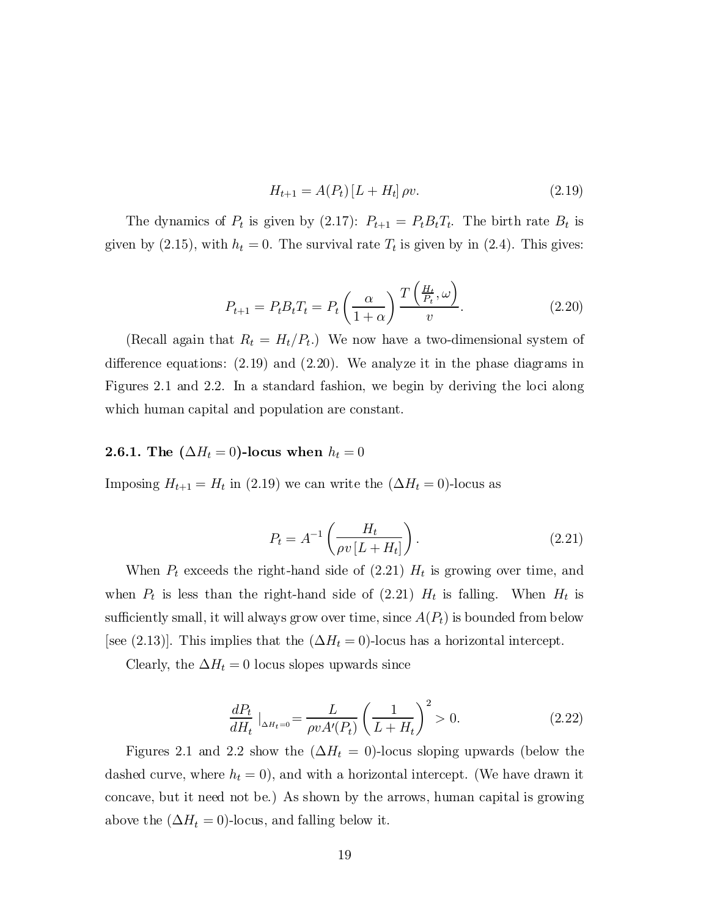$$H_{t+1} = A(P_t)\left[L + H_t\right]\rho v. \tag{2.19}$$

The dynamics of $P_t$ is given by (2.17): $P_{t+1} = P_t B_t T_t$. The birth rate $B_t$ is given by (2.15), with $h_t = 0$. The survival rate $T_t$ is given by in (2.4). This gives:

$$P_{t+1} = P_t B_t T_t = P_t \left(\frac{\alpha}{1+\alpha}\right) \frac{T\left(\frac{H_t}{P_t}, \omega\right)}{v}. \tag{2.20}$$

(Recall again that $R_t = H_t/P_t$.) We now have a two-dimensional system of difference equations: (2.19) and (2.20). We analyze it in the phase diagrams in Figures 2.1 and 2.2. In a standard fashion, we begin by deriving the loci along which human capital and population are constant.

### 2.6.1. The ($\Delta H_t = 0$)-locus when $h_t = 0$

Imposing $H_{t+1} = H_t$ in (2.19) we can write the ($\Delta H_t = 0$)-locus as

$$P_t = A^{-1}\left(\frac{H_t}{\rho v\left[L + H_t\right]}\right). \tag{2.21}$$

When $P_t$ exceeds the right-hand side of (2.21) $H_t$ is growing over time, and when $P_t$ is less than the right-hand side of (2.21) $H_t$ is falling. When $H_t$ is sufficiently small, it will always grow over time, since $A(P_t)$ is bounded from below [see (2.13)]. This implies that the ($\Delta H_t = 0$)-locus has a horizontal intercept.

Clearly, the $\Delta H_t = 0$ locus slopes upwards since

$$\frac{dP_t}{dH_t}\Big|_{\Delta H_t = 0} = \frac{L}{\rho v A'(P_t)}\left(\frac{1}{L + H_t}\right)^2 > 0. \tag{2.22}$$

Figures 2.1 and 2.2 show the ($\Delta H_t = 0$)-locus sloping upwards (below the dashed curve, where $h_t = 0$), and with a horizontal intercept. (We have drawn it concave, but it need not be.) As shown by the arrows, human capital is growing above the ($\Delta H_t = 0$)-locus, and falling below it.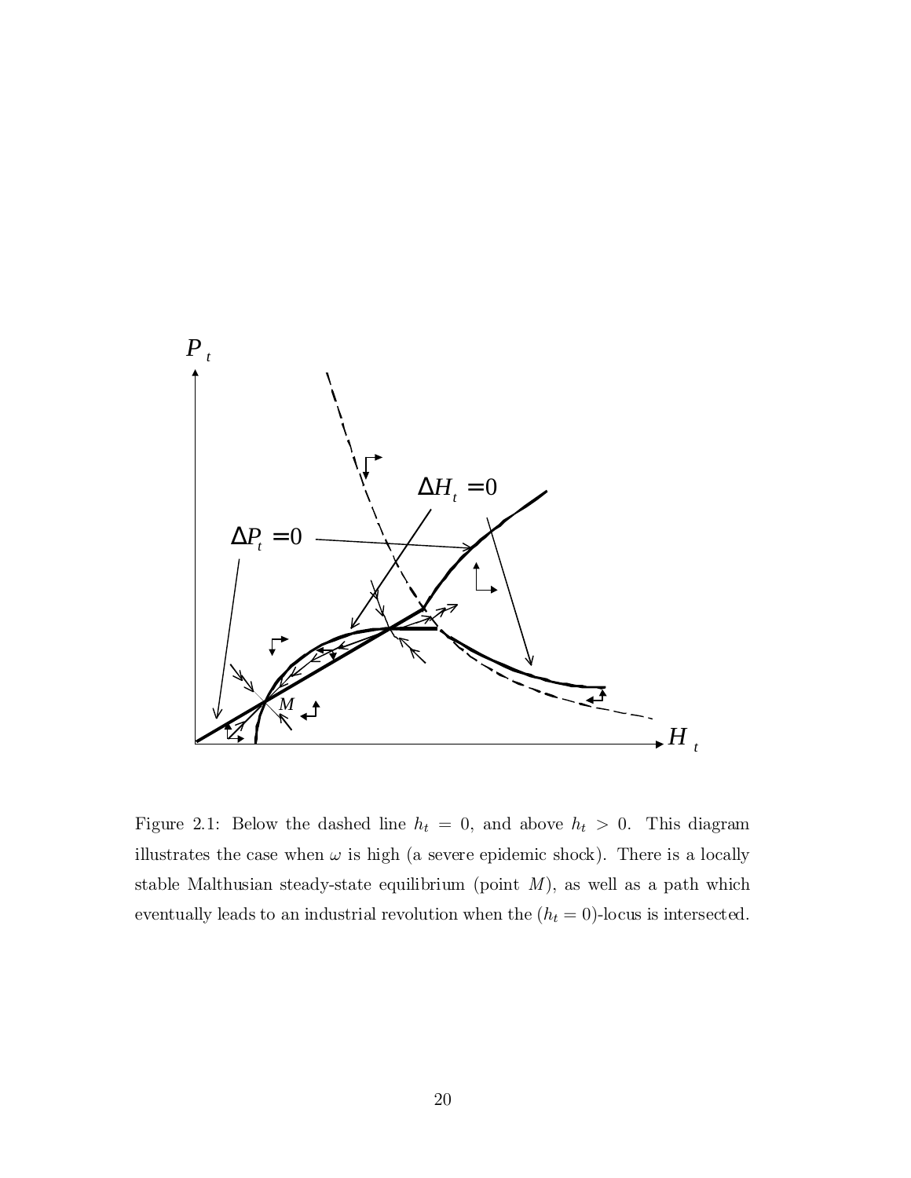$P_t$

$\Delta H_t = 0$

$\Delta P_t = 0$

$M$

$H_t$

Figure 2.1: Below the dashed line $h_t = 0$, and above $h_t > 0$. This diagram illustrates the case when $\omega$ is high (a severe epidemic shock). There is a locally stable Malthusian steady-state equilibrium (point $M$), as well as a path which eventually leads to an industrial revolution when the $(h_t = 0)$-locus is intersected.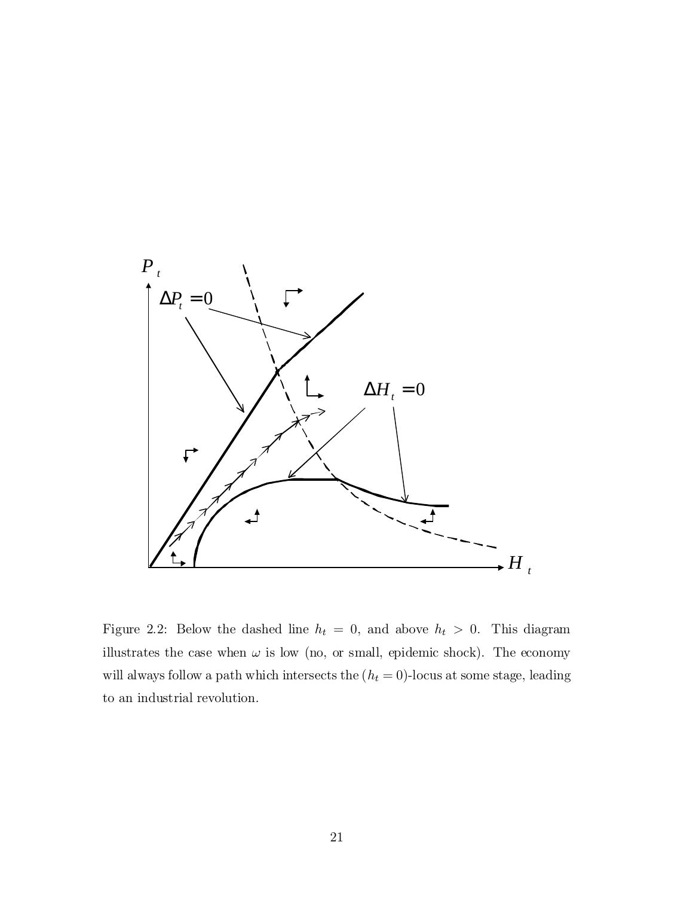Figure 2.2: Below the dashed line $h_t = 0$, and above $h_t > 0$. This diagram illustrates the case when $\omega$ is low (no, or small, epidemic shock). The economy will always follow a path which intersects the $(h_t = 0)$-locus at some stage, leading to an industrial revolution.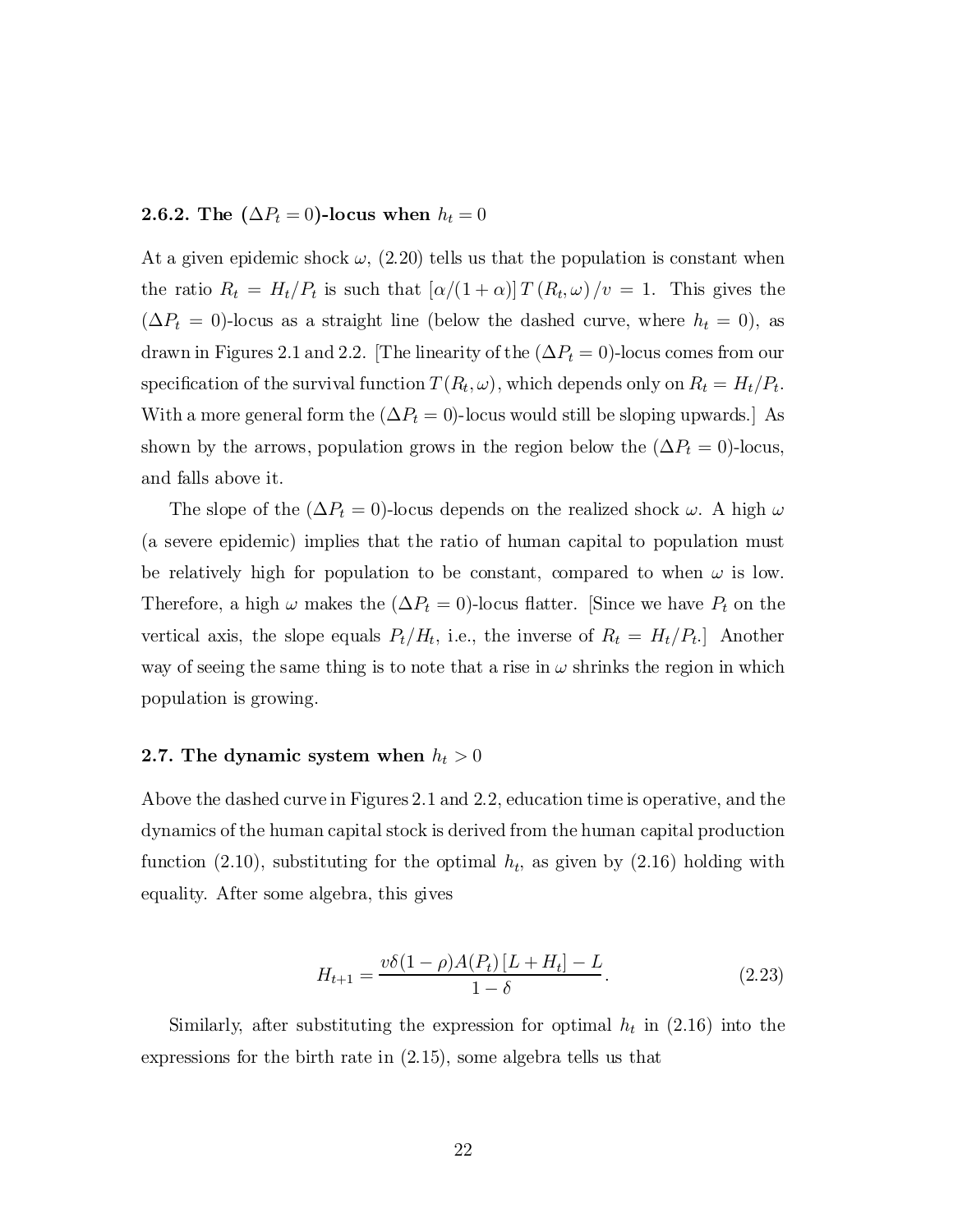### 2.6.2. The $(\Delta P_t = 0)$-locus when $h_t = 0$

At a given epidemic shock $\omega$, (2.20) tells us that the population is constant when the ratio $R_t = H_t/P_t$ is such that $[\alpha/(1+\alpha)]\, T\,(R_t, \omega)\,/v = 1$. This gives the $(\Delta P_t = 0)$-locus as a straight line (below the dashed curve, where $h_t = 0$), as drawn in Figures 2.1 and 2.2. [The linearity of the $(\Delta P_t = 0)$-locus comes from our specification of the survival function $T\,(R_t, \omega)$, which depends only on $R_t = H_t/P_t$. With a more general form the $(\Delta P_t = 0)$-locus would still be sloping upwards.] As shown by the arrows, population grows in the region below the $(\Delta P_t = 0)$-locus, and falls above it.

The slope of the $(\Delta P_t = 0)$-locus depends on the realized shock $\omega$. A high $\omega$ (a severe epidemic) implies that the ratio of human capital to population must be relatively high for population to be constant, compared to when $\omega$ is low. Therefore, a high $\omega$ makes the $(\Delta P_t = 0)$-locus flatter. [Since we have $P_t$ on the vertical axis, the slope equals $P_t/H_t$, i.e., the inverse of $R_t = H_t/P_t$.] Another way of seeing the same thing is to note that a rise in $\omega$ shrinks the region in which population is growing.

## 2.7. The dynamic system when $h_t > 0$

Above the dashed curve in Figures 2.1 and 2.2, education time is operative, and the dynamics of the human capital stock is derived from the human capital production function (2.10), substituting for the optimal $h_t$, as given by (2.16) holding with equality. After some algebra, this gives

$$H_{t+1} = \frac{v\delta(1-\rho)A(P_t)\,[L + H_t] - L}{1-\delta}. \tag{2.23}$$

Similarly, after substituting the expression for optimal $h_t$ in (2.16) into the expressions for the birth rate in (2.15), some algebra tells us that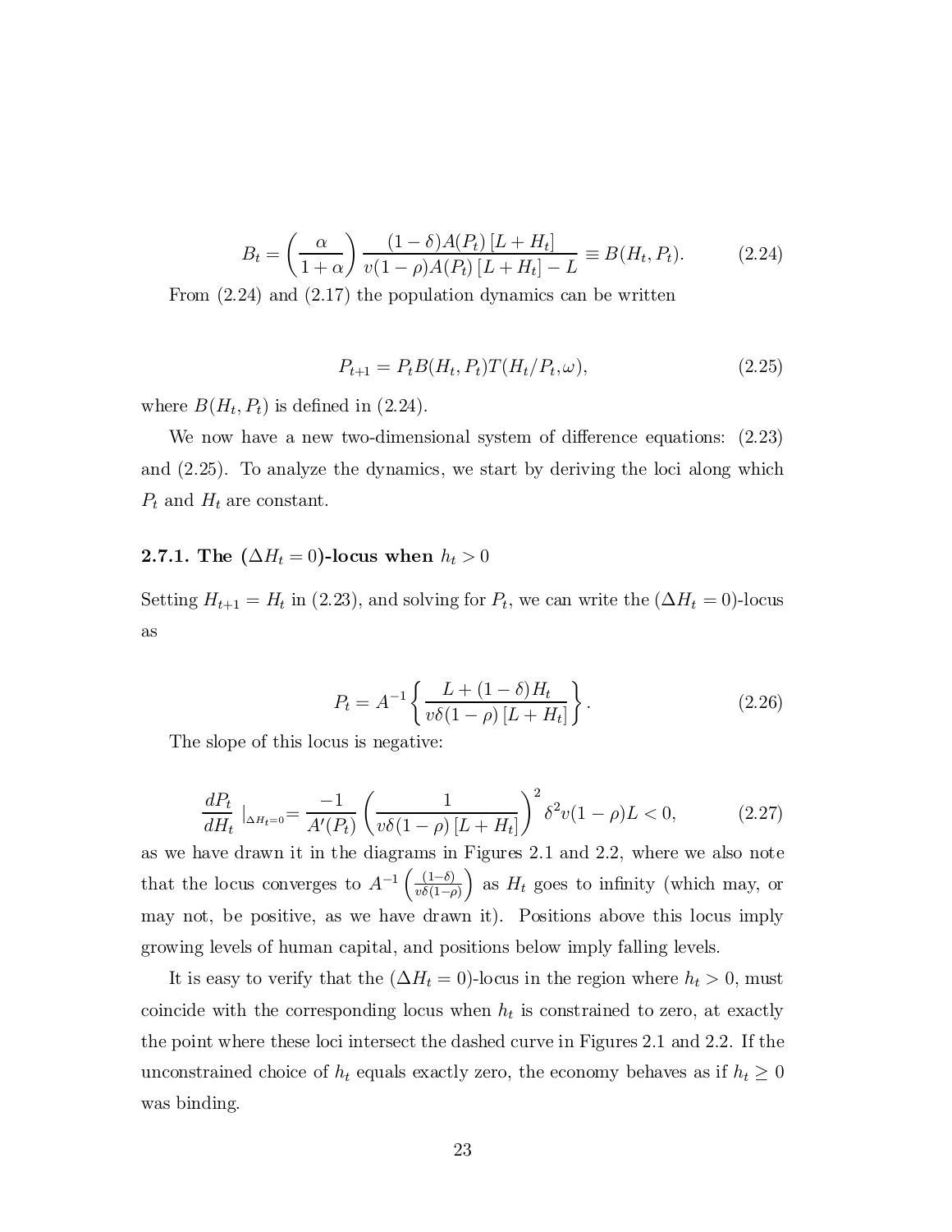$$B_t = \left(\frac{\alpha}{1+\alpha}\right)\frac{(1-\delta)A(P_t)\left[L+H_t\right]}{v(1-\rho)A(P_t)\left[L+H_t\right]-L} \equiv B(H_t, P_t). \tag{2.24}$$

From (2.24) and (2.17) the population dynamics can be written

$$P_{t+1} = P_t B(H_t, P_t) T(H_t/P_t, \omega), \tag{2.25}$$

where $B(H_t, P_t)$ is defined in (2.24).

We now have a new two-dimensional system of difference equations: (2.23) and (2.25). To analyze the dynamics, we start by deriving the loci along which $P_t$ and $H_t$ are constant.

### 2.7.1. The ($\Delta H_t = 0$)-locus when $h_t > 0$

Setting $H_{t+1} = H_t$ in (2.23), and solving for $P_t$, we can write the ($\Delta H_t = 0$)-locus as

$$P_t = A^{-1}\left\{\frac{L+(1-\delta)H_t}{v\delta(1-\rho)\left[L+H_t\right]}\right\}. \tag{2.26}$$

The slope of this locus is negative:

$$\frac{dP_t}{dH_t}\mid_{\Delta H_t=0} = \frac{-1}{A'(P_t)}\left(\frac{1}{v\delta(1-\rho)\left[L+H_t\right]}\right)^2 \delta^2 v(1-\rho)L < 0, \tag{2.27}$$

as we have drawn it in the diagrams in Figures 2.1 and 2.2, where we also note that the locus converges to $A^{-1}\left(\frac{(1-\delta)}{v\delta(1-\rho)}\right)$ as $H_t$ goes to infinity (which may, or may not, be positive, as we have drawn it). Positions above this locus imply growing levels of human capital, and positions below imply falling levels.

It is easy to verify that the ($\Delta H_t = 0$)-locus in the region where $h_t > 0$, must coincide with the corresponding locus when $h_t$ is constrained to zero, at exactly the point where these loci intersect the dashed curve in Figures 2.1 and 2.2. If the unconstrained choice of $h_t$ equals exactly zero, the economy behaves as if $h_t \geq 0$ was binding.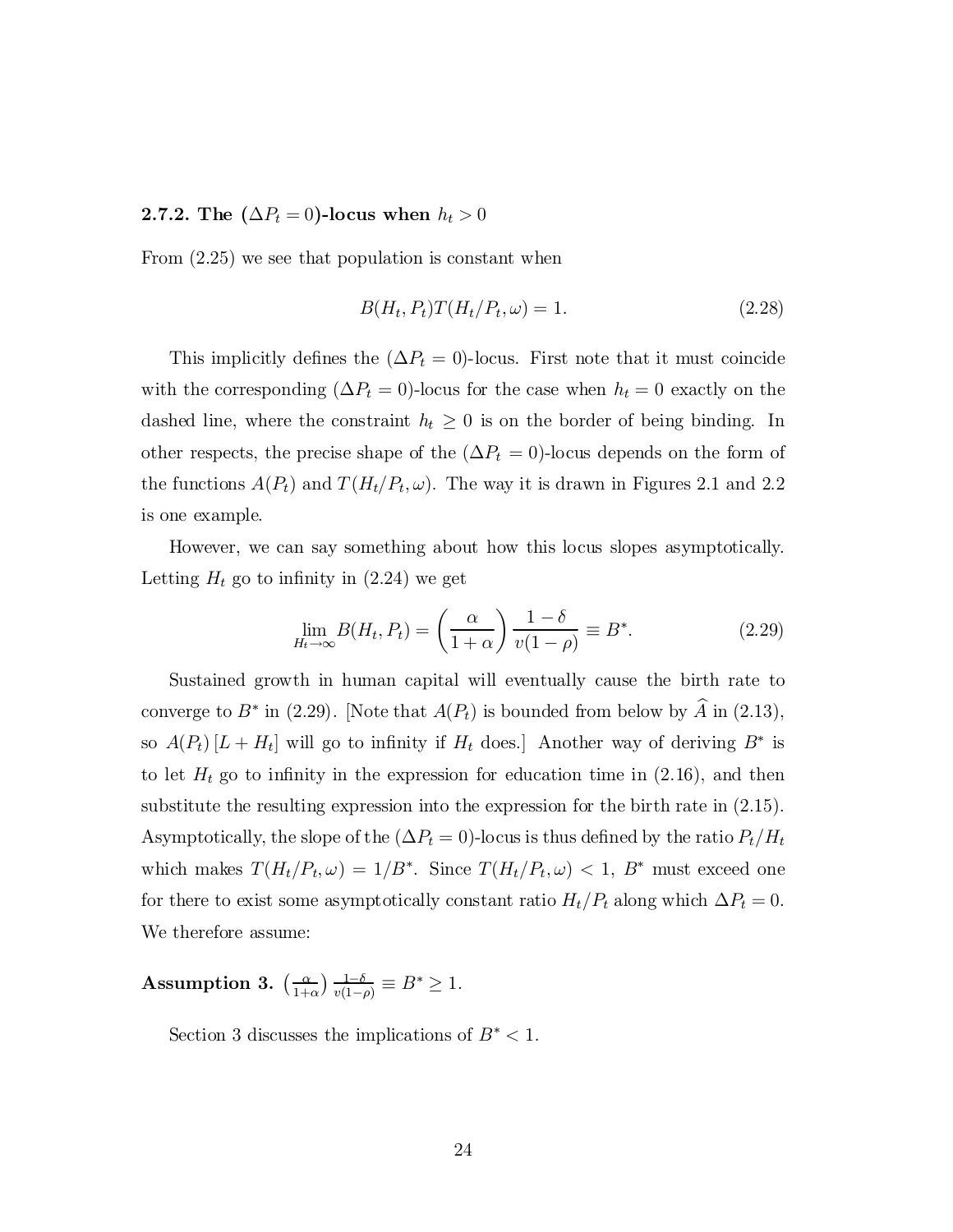### 2.7.2. The ($\Delta P_t = 0$)-locus when $h_t > 0$

From (2.25) we see that population is constant when

$$B(H_t, P_t)T(H_t/P_t, \omega) = 1. \tag{2.28}$$

This implicitly defines the ($\Delta P_t = 0$)-locus. First note that it must coincide with the corresponding ($\Delta P_t = 0$)-locus for the case when $h_t = 0$ exactly on the dashed line, where the constraint $h_t \geq 0$ is on the border of being binding. In other respects, the precise shape of the ($\Delta P_t = 0$)-locus depends on the form of the functions $A(P_t)$ and $T(H_t/P_t, \omega)$. The way it is drawn in Figures 2.1 and 2.2 is one example.

However, we can say something about how this locus slopes asymptotically. Letting $H_t$ go to infinity in (2.24) we get

$$\lim_{H_t \to \infty} B(H_t, P_t) = \left(\frac{\alpha}{1+\alpha}\right) \frac{1-\delta}{v(1-\rho)} \equiv B^*. \tag{2.29}$$

Sustained growth in human capital will eventually cause the birth rate to converge to $B^*$ in (2.29). [Note that $A(P_t)$ is bounded from below by $\widehat{A}$ in (2.13), so $A(P_t)\,[L + H_t]$ will go to infinity if $H_t$ does.] Another way of deriving $B^*$ is to let $H_t$ go to infinity in the expression for education time in (2.16), and then substitute the resulting expression into the expression for the birth rate in (2.15). Asymptotically, the slope of the ($\Delta P_t = 0$)-locus is thus defined by the ratio $P_t/H_t$ which makes $T(H_t/P_t, \omega) = 1/B^*$. Since $T(H_t/P_t, \omega) < 1$, $B^*$ must exceed one for there to exist some asymptotically constant ratio $H_t/P_t$ along which $\Delta P_t = 0$. We therefore assume:

**Assumption 3.** $\left(\frac{\alpha}{1+\alpha}\right) \frac{1-\delta}{v(1-\rho)} \equiv B^* \geq 1.$

Section 3 discusses the implications of $B^* < 1$.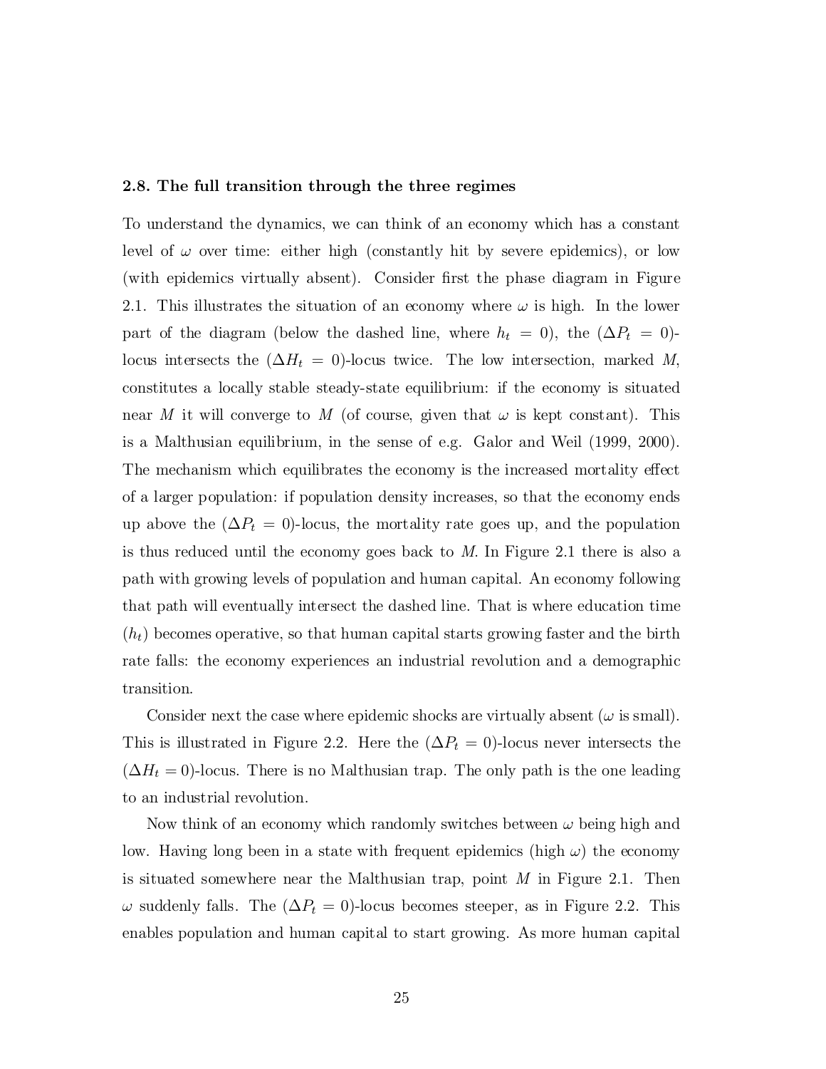### 2.8. The full transition through the three regimes

To understand the dynamics, we can think of an economy which has a constant level of $\omega$ over time: either high (constantly hit by severe epidemics), or low (with epidemics virtually absent). Consider first the phase diagram in Figure 2.1. This illustrates the situation of an economy where $\omega$ is high. In the lower part of the diagram (below the dashed line, where $h_t = 0$), the ($\Delta P_t = 0$)-locus intersects the ($\Delta H_t = 0$)-locus twice. The low intersection, marked *M*, constitutes a locally stable steady-state equilibrium: if the economy is situated near *M* it will converge to *M* (of course, given that $\omega$ is kept constant). This is a Malthusian equilibrium, in the sense of e.g. Galor and Weil (1999, 2000). The mechanism which equilibrates the economy is the increased mortality effect of a larger population: if population density increases, so that the economy ends up above the ($\Delta P_t = 0$)-locus, the mortality rate goes up, and the population is thus reduced until the economy goes back to *M*. In Figure 2.1 there is also a path with growing levels of population and human capital. An economy following that path will eventually intersect the dashed line. That is where education time ($h_t$) becomes operative, so that human capital starts growing faster and the birth rate falls: the economy experiences an industrial revolution and a demographic transition.

Consider next the case where epidemic shocks are virtually absent ($\omega$ is small). This is illustrated in Figure 2.2. Here the ($\Delta P_t = 0$)-locus never intersects the ($\Delta H_t = 0$)-locus. There is no Malthusian trap. The only path is the one leading to an industrial revolution.

Now think of an economy which randomly switches between $\omega$ being high and low. Having long been in a state with frequent epidemics (high $\omega$) the economy is situated somewhere near the Malthusian trap, point *M* in Figure 2.1. Then $\omega$ suddenly falls. The ($\Delta P_t = 0$)-locus becomes steeper, as in Figure 2.2. This enables population and human capital to start growing. As more human capital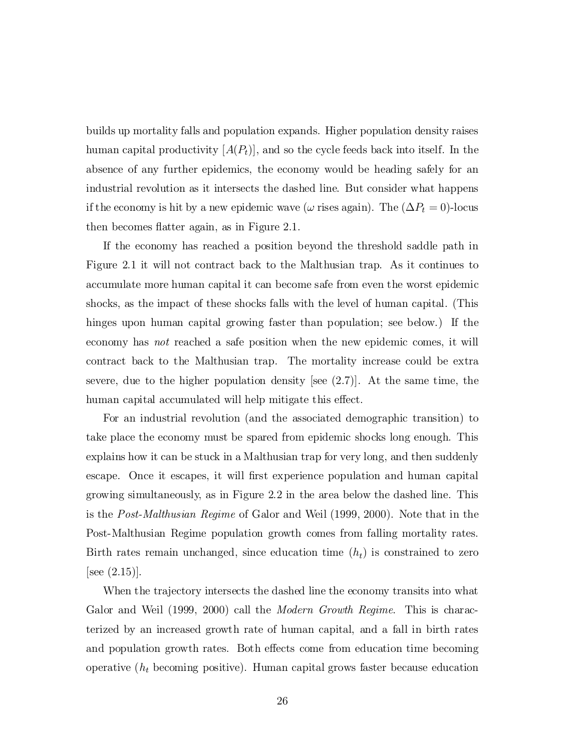builds up mortality falls and population expands. Higher population density raises human capital productivity [$A(P_t)$], and so the cycle feeds back into itself. In the absence of any further epidemics, the economy would be heading safely for an industrial revolution as it intersects the dashed line. But consider what happens if the economy is hit by a new epidemic wave ($\omega$ rises again). The ($\Delta P_t = 0$)-locus then becomes flatter again, as in Figure 2.1.

If the economy has reached a position beyond the threshold saddle path in Figure 2.1 it will not contract back to the Malthusian trap. As it continues to accumulate more human capital it can become safe from even the worst epidemic shocks, as the impact of these shocks falls with the level of human capital. (This hinges upon human capital growing faster than population; see below.) If the economy has *not* reached a safe position when the new epidemic comes, it will contract back to the Malthusian trap. The mortality increase could be extra severe, due to the higher population density [see (2.7)]. At the same time, the human capital accumulated will help mitigate this effect.

For an industrial revolution (and the associated demographic transition) to take place the economy must be spared from epidemic shocks long enough. This explains how it can be stuck in a Malthusian trap for very long, and then suddenly escape. Once it escapes, it will first experience population and human capital growing simultaneously, as in Figure 2.2 in the area below the dashed line. This is the *Post-Malthusian Regime* of Galor and Weil (1999, 2000). Note that in the Post-Malthusian Regime population growth comes from falling mortality rates. Birth rates remain unchanged, since education time ($h_t$) is constrained to zero [see (2.15)].

When the trajectory intersects the dashed line the economy transits into what Galor and Weil (1999, 2000) call the *Modern Growth Regime*. This is characterized by an increased growth rate of human capital, and a fall in birth rates and population growth rates. Both effects come from education time becoming operative ($h_t$ becoming positive). Human capital grows faster because education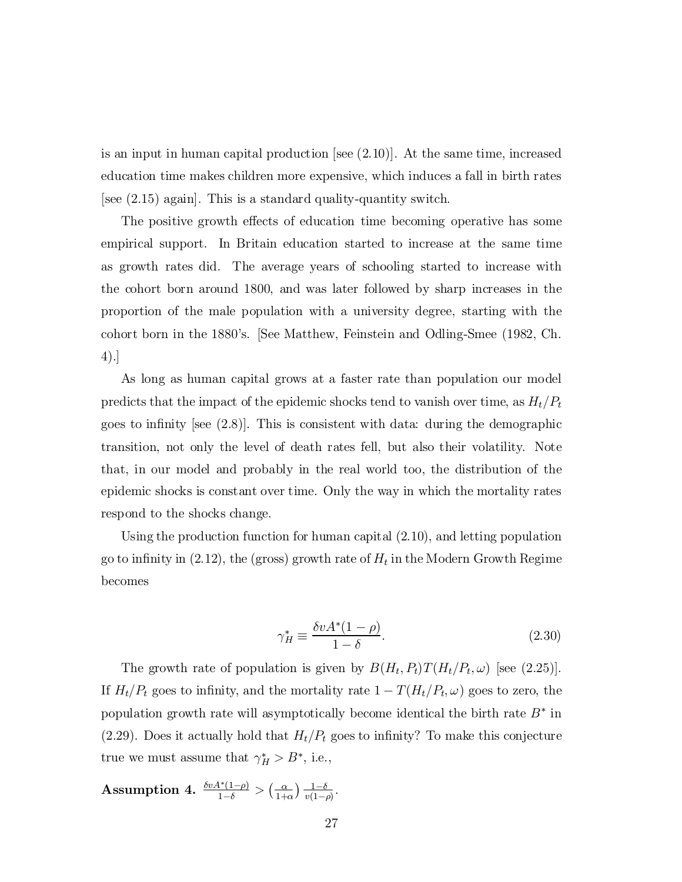is an input in human capital production [see (2.10)]. At the same time, increased education time makes children more expensive, which induces a fall in birth rates [see (2.15) again]. This is a standard quality-quantity switch.

The positive growth effects of education time becoming operative has some empirical support. In Britain education started to increase at the same time as growth rates did. The average years of schooling started to increase with the cohort born around 1800, and was later followed by sharp increases in the proportion of the male population with a university degree, starting with the cohort born in the 1880's. [See Matthew, Feinstein and Odling-Smee (1982, Ch. 4).]

As long as human capital grows at a faster rate than population our model predicts that the impact of the epidemic shocks tend to vanish over time, as $H_t/P_t$ goes to infinity [see (2.8)]. This is consistent with data: during the demographic transition, not only the level of death rates fell, but also their volatility. Note that, in our model and probably in the real world too, the distribution of the epidemic shocks is constant over time. Only the way in which the mortality rates respond to the shocks change.

Using the production function for human capital (2.10), and letting population go to infinity in (2.12), the (gross) growth rate of $H_t$ in the Modern Growth Regime becomes

$$\gamma_H^* \equiv \frac{\delta v A^*(1-\rho)}{1-\delta}. \tag{2.30}$$

The growth rate of population is given by $B(H_t, P_t)T(H_t/P_t, \omega)$ [see (2.25)]. If $H_t/P_t$ goes to infinity, and the mortality rate $1 - T(H_t/P_t, \omega)$ goes to zero, the population growth rate will asymptotically become identical the birth rate $B^*$ in (2.29). Does it actually hold that $H_t/P_t$ goes to infinity? To make this conjecture true we must assume that $\gamma_H^* > B^*$, i.e.,

**Assumption 4.** $\frac{\delta v A^*(1-\rho)}{1-\delta} > \left(\frac{\alpha}{1+\alpha}\right)\frac{1-\delta}{v(1-\rho)}$.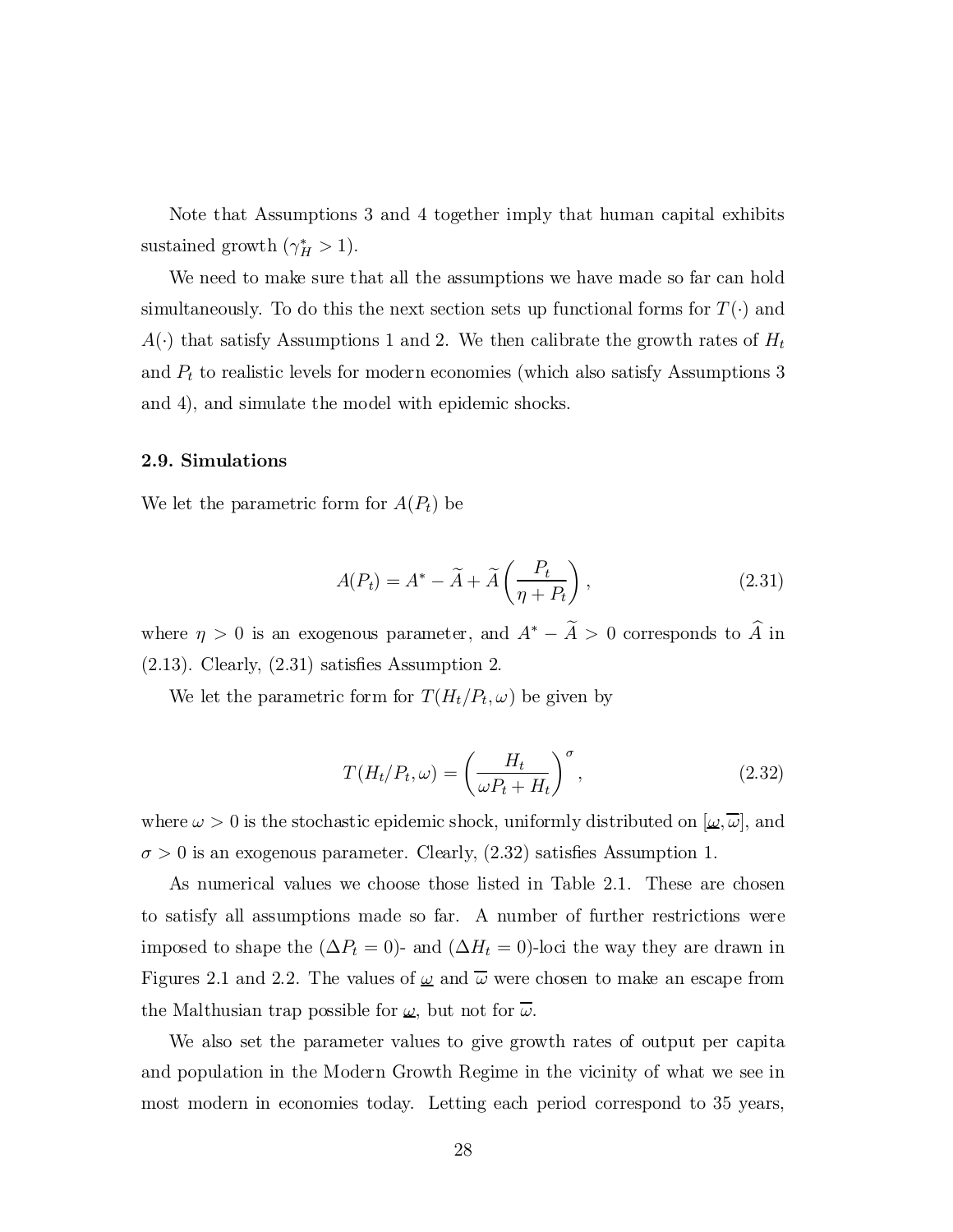Note that Assumptions 3 and 4 together imply that human capital exhibits sustained growth ($\gamma_H^* > 1$).

We need to make sure that all the assumptions we have made so far can hold simultaneously. To do this the next section sets up functional forms for $T(\cdot)$ and $A(\cdot)$ that satisfy Assumptions 1 and 2. We then calibrate the growth rates of $H_t$ and $P_t$ to realistic levels for modern economies (which also satisfy Assumptions 3 and 4), and simulate the model with epidemic shocks.

### 2.9. Simulations

We let the parametric form for $A(P_t)$ be

$$A(P_t) = A^* - \widetilde{A} + \widetilde{A}\left(\frac{P_t}{\eta + P_t}\right), \tag{2.31}$$

where $\eta > 0$ is an exogenous parameter, and $A^* - \widetilde{A} > 0$ corresponds to $\widehat{A}$ in (2.13). Clearly, (2.31) satisfies Assumption 2.

We let the parametric form for $T(H_t/P_t, \omega)$ be given by

$$T(H_t/P_t, \omega) = \left(\frac{H_t}{\omega P_t + H_t}\right)^{\sigma}, \tag{2.32}$$

where $\omega > 0$ is the stochastic epidemic shock, uniformly distributed on $[\underline{\omega}, \overline{\omega}]$, and $\sigma > 0$ is an exogenous parameter. Clearly, (2.32) satisfies Assumption 1.

As numerical values we choose those listed in Table 2.1. These are chosen to satisfy all assumptions made so far. A number of further restrictions were imposed to shape the ($\Delta P_t = 0$)- and ($\Delta H_t = 0$)-loci the way they are drawn in Figures 2.1 and 2.2. The values of $\underline{\omega}$ and $\overline{\omega}$ were chosen to make an escape from the Malthusian trap possible for $\underline{\omega}$, but not for $\overline{\omega}$.

We also set the parameter values to give growth rates of output per capita and population in the Modern Growth Regime in the vicinity of what we see in most modern in economies today. Letting each period correspond to 35 years,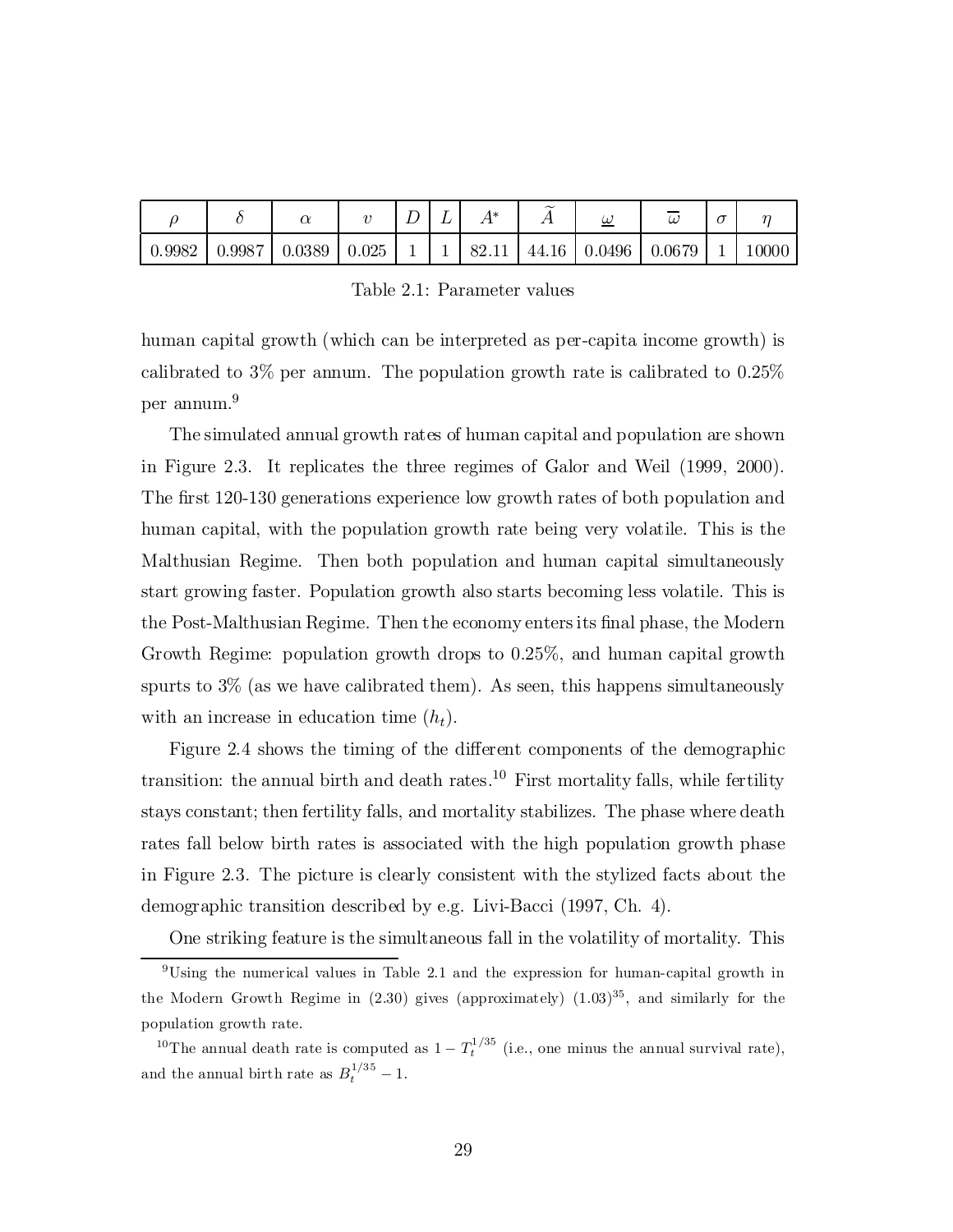| $\rho$ | $\delta$ | $\alpha$ | $\upsilon$ | $D$ | $L$ | $A^*$ | $\widetilde{A}$ | $\underline{\omega}$ | $\overline{\omega}$ | $\sigma$ | $\eta$ |
|---|---|---|---|---|---|---|---|---|---|---|---|
| 0.9982 | 0.9987 | 0.0389 | 0.025 | 1 | 1 | 82.11 | 44.16 | 0.0496 | 0.0679 | 1 | 10000 |

Table 2.1: Parameter values

human capital growth (which can be interpreted as per-capita income growth) is calibrated to 3% per annum. The population growth rate is calibrated to 0.25% per annum.[9]

The simulated annual growth rates of human capital and population are shown in Figure 2.3. It replicates the three regimes of Galor and Weil (1999, 2000). The first 120-130 generations experience low growth rates of both population and human capital, with the population growth rate being very volatile. This is the Malthusian Regime. Then both population and human capital simultaneously start growing faster. Population growth also starts becoming less volatile. This is the Post-Malthusian Regime. Then the economy enters its final phase, the Modern Growth Regime: population growth drops to 0.25%, and human capital growth spurts to 3% (as we have calibrated them). As seen, this happens simultaneously with an increase in education time ($h_t$).

Figure 2.4 shows the timing of the different components of the demographic transition: the annual birth and death rates.[10] First mortality falls, while fertility stays constant; then fertility falls, and mortality stabilizes. The phase where death rates fall below birth rates is associated with the high population growth phase in Figure 2.3. The picture is clearly consistent with the stylized facts about the demographic transition described by e.g. Livi-Bacci (1997, Ch. 4).

One striking feature is the simultaneous fall in the volatility of mortality. This

[9] Using the numerical values in Table 2.1 and the expression for human-capital growth in the Modern Growth Regime in (2.30) gives (approximately) $(1.03)^{35}$, and similarly for the population growth rate.

[10] The annual death rate is computed as $1 - T_t^{1/35}$ (i.e., one minus the annual survival rate), and the annual birth rate as $B_t^{1/35} - 1$.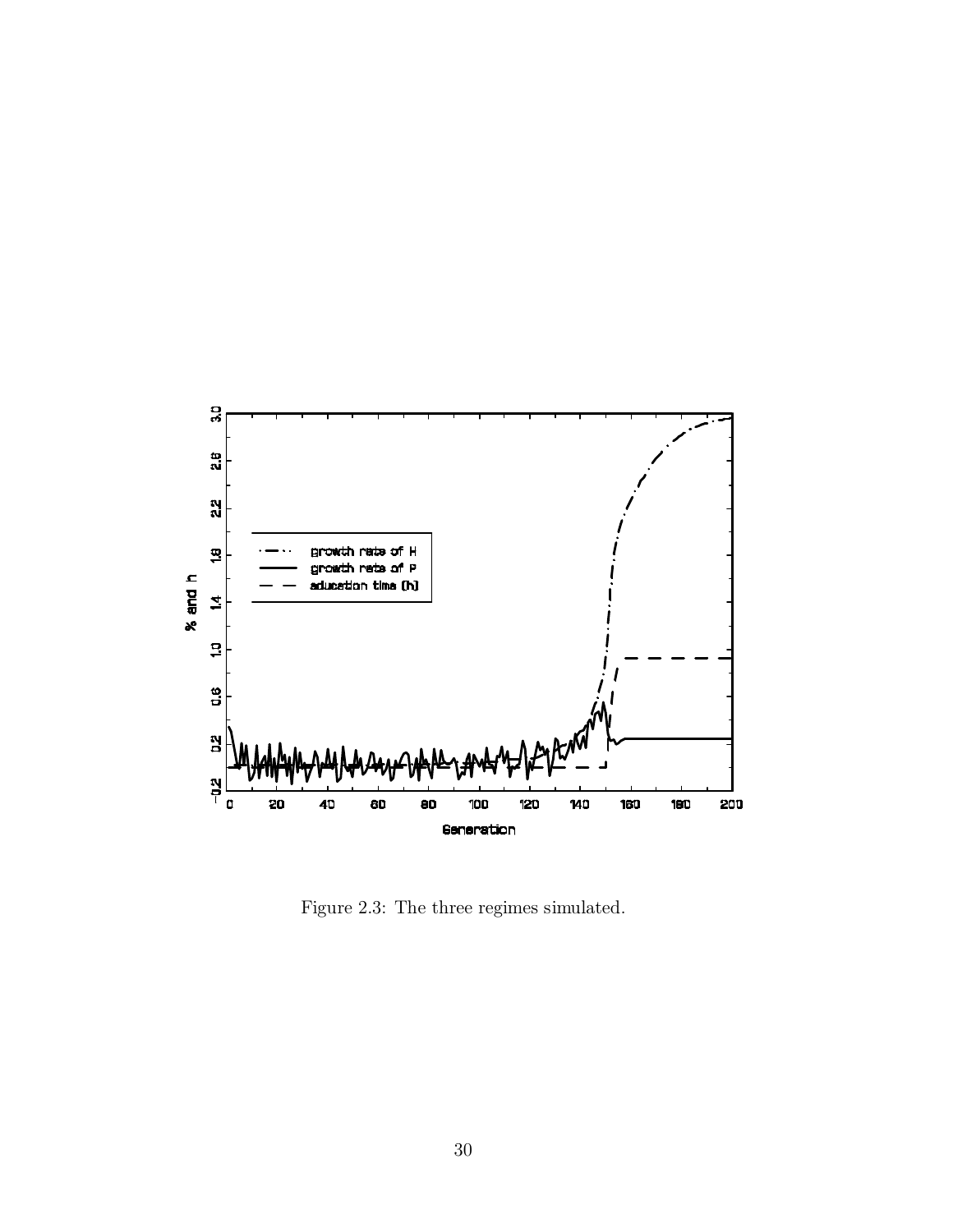% and h

3.0
2.6
2.2
1.8
1.4
1.0
0.6
0.2
-0.2

growth rate of H
growth rate of P
education time (h)

0 20 40 60 80 100 120 140 160 180 200

Generation

Figure 2.3: The three regimes simulated.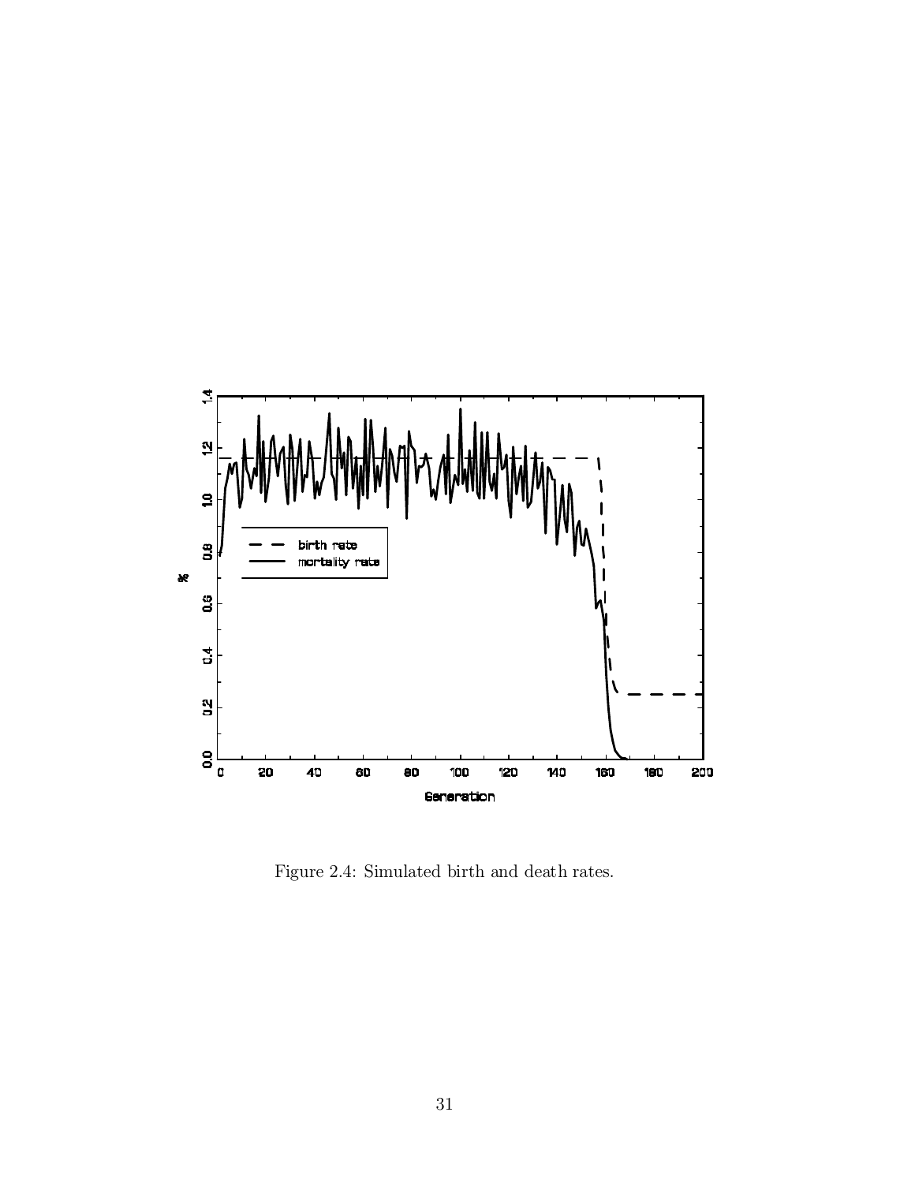%

1.4
1.2
1.0
0.8
0.6
0.4
0.2
0.0

0 20 40 60 80 100 120 140 160 180 200

Generation

birth rate
mortality rate

Figure 2.4: Simulated birth and death rates.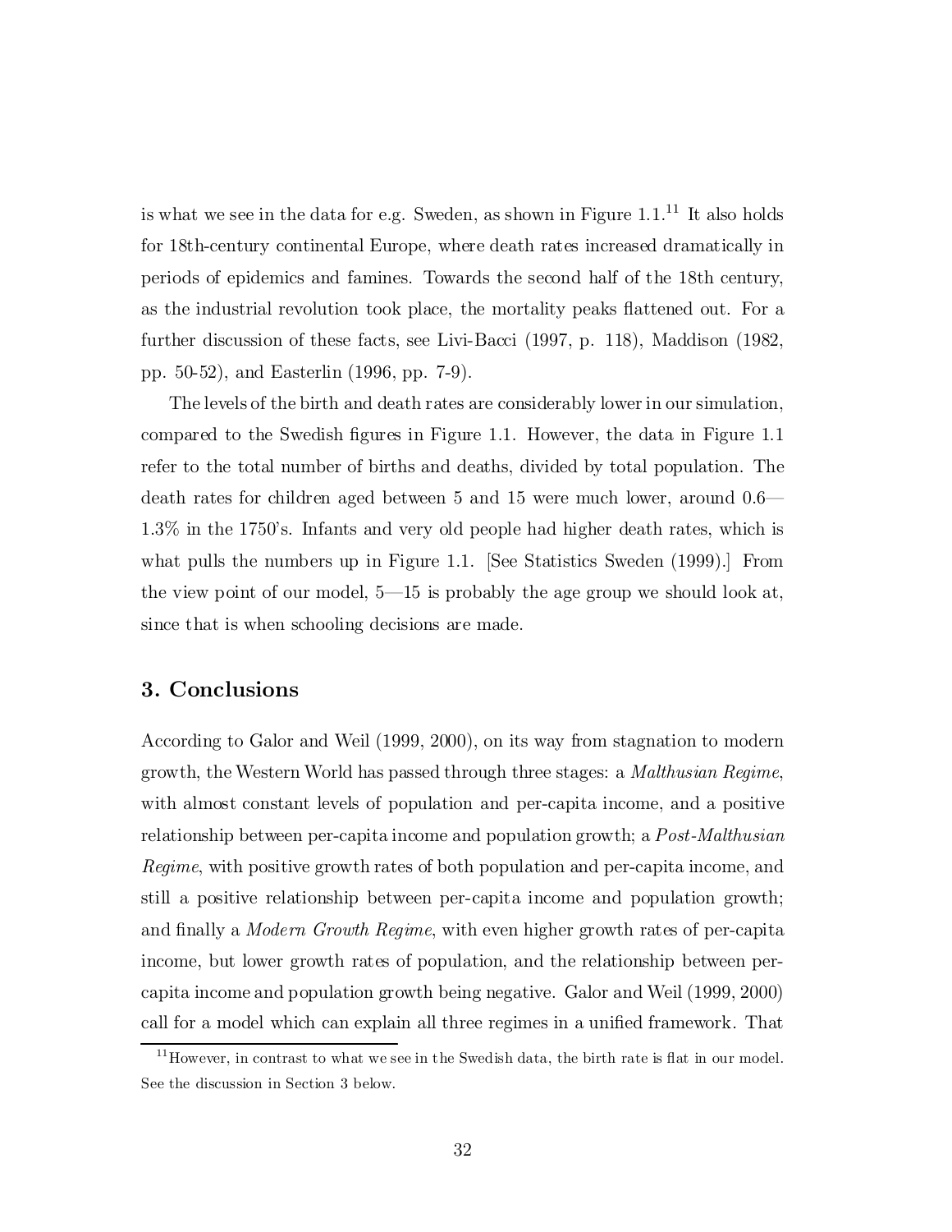is what we see in the data for e.g. Sweden, as shown in Figure 1.1.[11] It also holds for 18th-century continental Europe, where death rates increased dramatically in periods of epidemics and famines. Towards the second half of the 18th century, as the industrial revolution took place, the mortality peaks flattened out. For a further discussion of these facts, see Livi-Bacci (1997, p. 118), Maddison (1982, pp. 50-52), and Easterlin (1996, pp. 7-9).

The levels of the birth and death rates are considerably lower in our simulation, compared to the Swedish figures in Figure 1.1. However, the data in Figure 1.1 refer to the total number of births and deaths, divided by total population. The death rates for children aged between 5 and 15 were much lower, around 0.6—1.3% in the 1750's. Infants and very old people had higher death rates, which is what pulls the numbers up in Figure 1.1. [See Statistics Sweden (1999).] From the view point of our model, 5—15 is probably the age group we should look at, since that is when schooling decisions are made.

## 3. Conclusions

According to Galor and Weil (1999, 2000), on its way from stagnation to modern growth, the Western World has passed through three stages: a *Malthusian Regime*, with almost constant levels of population and per-capita income, and a positive relationship between per-capita income and population growth; a *Post-Malthusian Regime*, with positive growth rates of both population and per-capita income, and still a positive relationship between per-capita income and population growth; and finally a *Modern Growth Regime*, with even higher growth rates of per-capita income, but lower growth rates of population, and the relationship between per-capita income and population growth being negative. Galor and Weil (1999, 2000) call for a model which can explain all three regimes in a unified framework. That

[11] However, in contrast to what we see in the Swedish data, the birth rate is flat in our model. See the discussion in Section 3 below.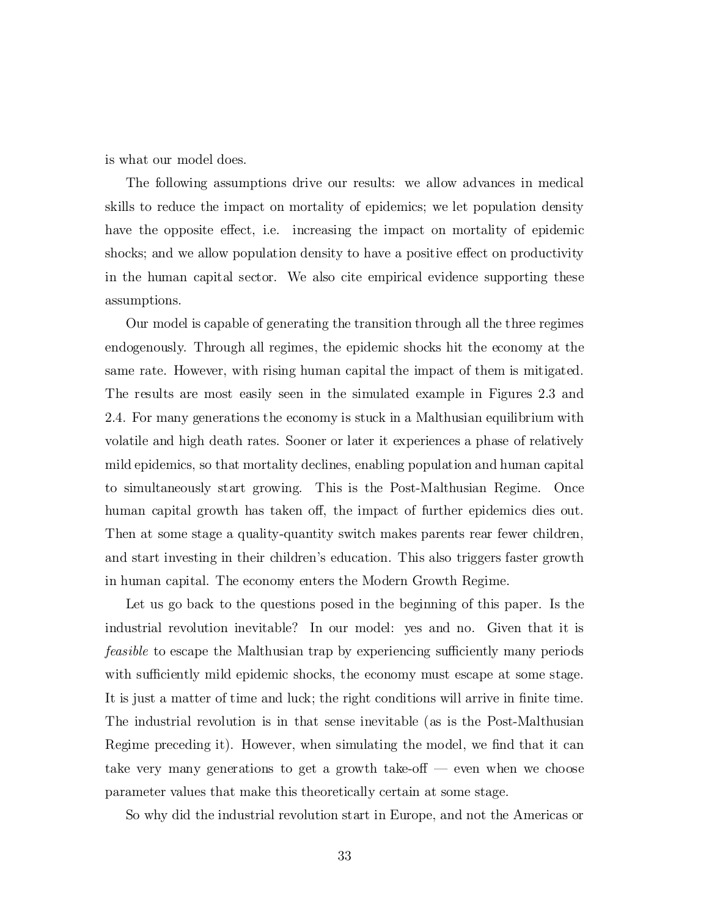is what our model does.

The following assumptions drive our results: we allow advances in medical skills to reduce the impact on mortality of epidemics; we let population density have the opposite effect, i.e. increasing the impact on mortality of epidemic shocks; and we allow population density to have a positive effect on productivity in the human capital sector. We also cite empirical evidence supporting these assumptions.

Our model is capable of generating the transition through all the three regimes endogenously. Through all regimes, the epidemic shocks hit the economy at the same rate. However, with rising human capital the impact of them is mitigated. The results are most easily seen in the simulated example in Figures 2.3 and 2.4. For many generations the economy is stuck in a Malthusian equilibrium with volatile and high death rates. Sooner or later it experiences a phase of relatively mild epidemics, so that mortality declines, enabling population and human capital to simultaneously start growing. This is the Post-Malthusian Regime. Once human capital growth has taken off, the impact of further epidemics dies out. Then at some stage a quality-quantity switch makes parents rear fewer children, and start investing in their children's education. This also triggers faster growth in human capital. The economy enters the Modern Growth Regime.

Let us go back to the questions posed in the beginning of this paper. Is the industrial revolution inevitable? In our model: yes and no. Given that it is *feasible* to escape the Malthusian trap by experiencing sufficiently many periods with sufficiently mild epidemic shocks, the economy must escape at some stage. It is just a matter of time and luck; the right conditions will arrive in finite time. The industrial revolution is in that sense inevitable (as is the Post-Malthusian Regime preceding it). However, when simulating the model, we find that it can take very many generations to get a growth take-off — even when we choose parameter values that make this theoretically certain at some stage.

So why did the industrial revolution start in Europe, and not the Americas or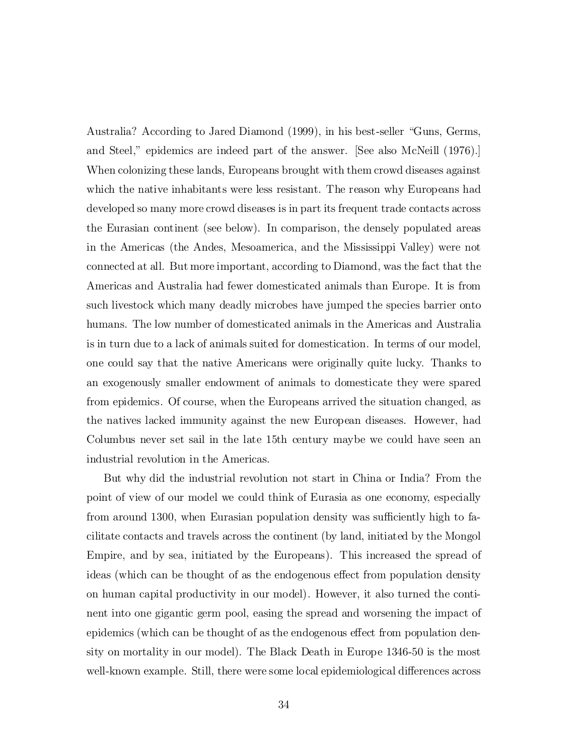Australia? According to Jared Diamond (1999), in his best-seller "Guns, Germs, and Steel," epidemics are indeed part of the answer. [See also McNeill (1976).] When colonizing these lands, Europeans brought with them crowd diseases against which the native inhabitants were less resistant. The reason why Europeans had developed so many more crowd diseases is in part its frequent trade contacts across the Eurasian continent (see below). In comparison, the densely populated areas in the Americas (the Andes, Mesoamerica, and the Mississippi Valley) were not connected at all. But more important, according to Diamond, was the fact that the Americas and Australia had fewer domesticated animals than Europe. It is from such livestock which many deadly microbes have jumped the species barrier onto humans. The low number of domesticated animals in the Americas and Australia is in turn due to a lack of animals suited for domestication. In terms of our model, one could say that the native Americans were originally quite lucky. Thanks to an exogenously smaller endowment of animals to domesticate they were spared from epidemics. Of course, when the Europeans arrived the situation changed, as the natives lacked immunity against the new European diseases. However, had Columbus never set sail in the late 15th century maybe we could have seen an industrial revolution in the Americas.

But why did the industrial revolution not start in China or India? From the point of view of our model we could think of Eurasia as one economy, especially from around 1300, when Eurasian population density was sufficiently high to facilitate contacts and travels across the continent (by land, initiated by the Mongol Empire, and by sea, initiated by the Europeans). This increased the spread of ideas (which can be thought of as the endogenous effect from population density on human capital productivity in our model). However, it also turned the continent into one gigantic germ pool, easing the spread and worsening the impact of epidemics (which can be thought of as the endogenous effect from population density on mortality in our model). The Black Death in Europe 1346-50 is the most well-known example. Still, there were some local epidemiological differences across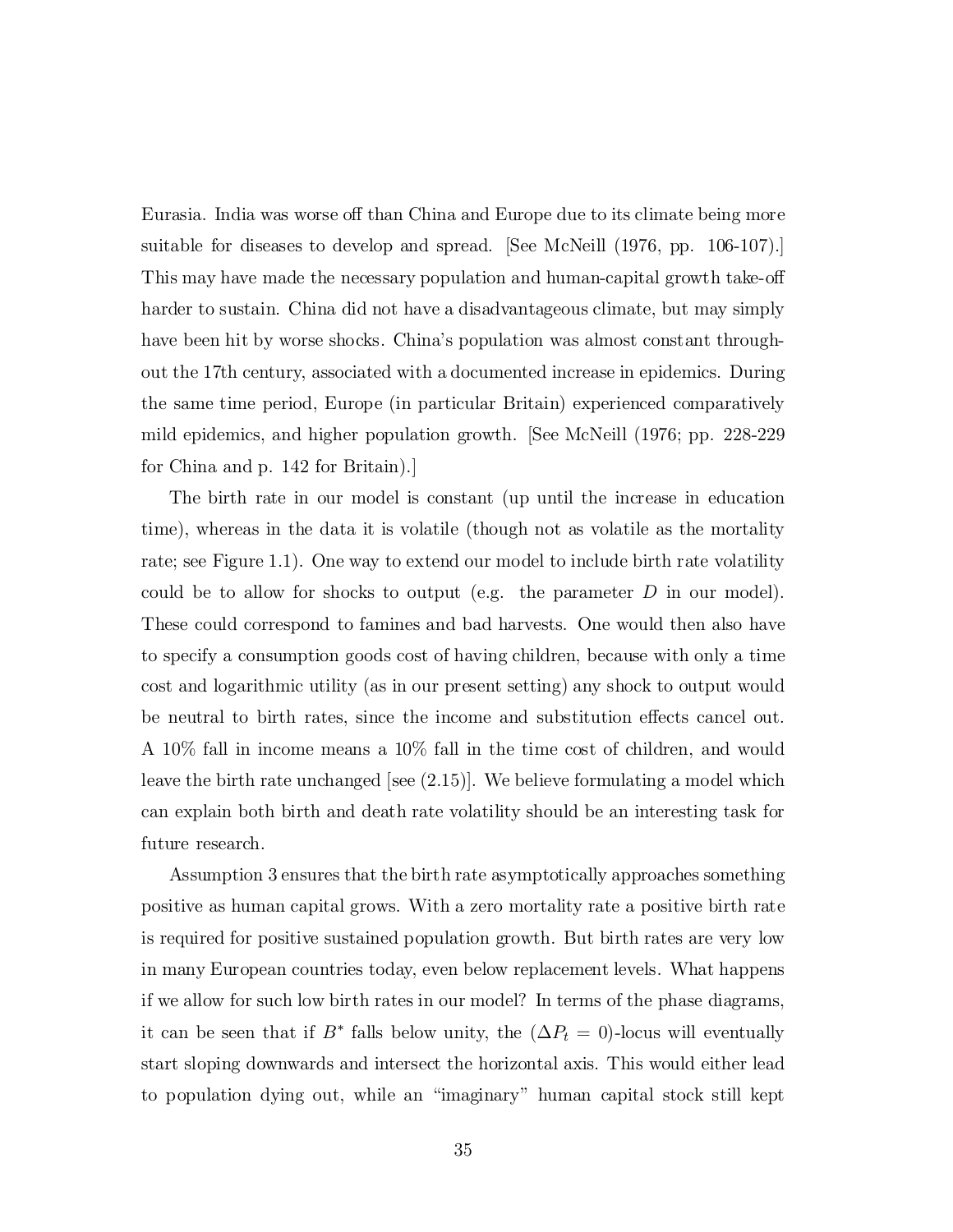Eurasia. India was worse off than China and Europe due to its climate being more suitable for diseases to develop and spread. [See McNeill (1976, pp. 106-107).] This may have made the necessary population and human-capital growth take-off harder to sustain. China did not have a disadvantageous climate, but may simply have been hit by worse shocks. China's population was almost constant throughout the 17th century, associated with a documented increase in epidemics. During the same time period, Europe (in particular Britain) experienced comparatively mild epidemics, and higher population growth. [See McNeill (1976; pp. 228-229 for China and p. 142 for Britain).]

The birth rate in our model is constant (up until the increase in education time), whereas in the data it is volatile (though not as volatile as the mortality rate; see Figure 1.1). One way to extend our model to include birth rate volatility could be to allow for shocks to output (e.g. the parameter $D$ in our model). These could correspond to famines and bad harvests. One would then also have to specify a consumption goods cost of having children, because with only a time cost and logarithmic utility (as in our present setting) any shock to output would be neutral to birth rates, since the income and substitution effects cancel out. A 10% fall in income means a 10% fall in the time cost of children, and would leave the birth rate unchanged [see (2.15)]. We believe formulating a model which can explain both birth and death rate volatility should be an interesting task for future research.

Assumption 3 ensures that the birth rate asymptotically approaches something positive as human capital grows. With a zero mortality rate a positive birth rate is required for positive sustained population growth. But birth rates are very low in many European countries today, even below replacement levels. What happens if we allow for such low birth rates in our model? In terms of the phase diagrams, it can be seen that if $B^*$ falls below unity, the $(\Delta P_t = 0)$-locus will eventually start sloping downwards and intersect the horizontal axis. This would either lead to population dying out, while an "imaginary" human capital stock still kept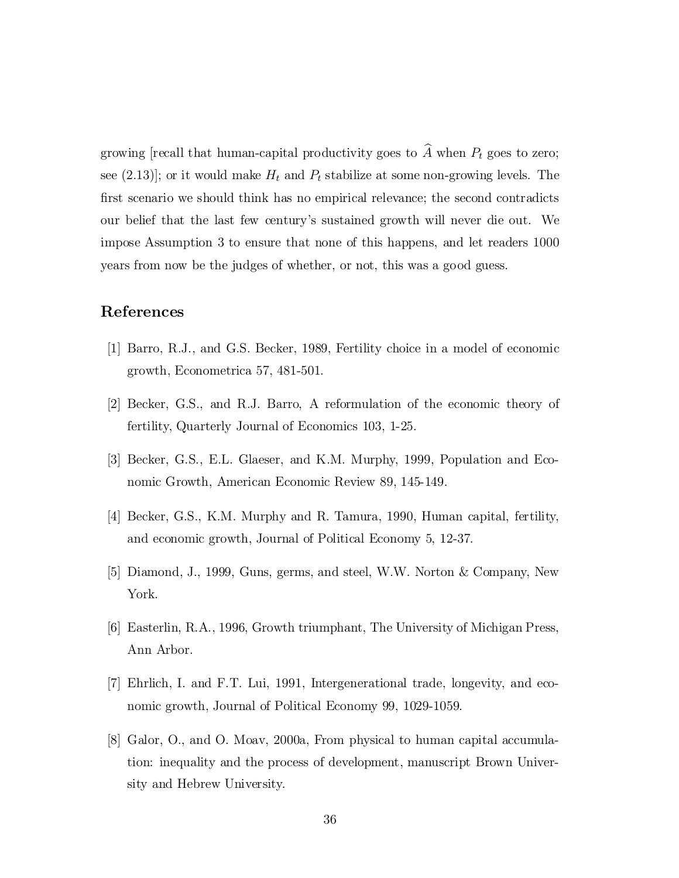growing [recall that human-capital productivity goes to $\widehat{A}$ when $P_t$ goes to zero; see (2.13)]; or it would make $H_t$ and $P_t$ stabilize at some non-growing levels. The first scenario we should think has no empirical relevance; the second contradicts our belief that the last few century's sustained growth will never die out. We impose Assumption 3 to ensure that none of this happens, and let readers 1000 years from now be the judges of whether, or not, this was a good guess.

## References

[1] Barro, R.J., and G.S. Becker, 1989, Fertility choice in a model of economic growth, Econometrica 57, 481-501.

[2] Becker, G.S., and R.J. Barro, A reformulation of the economic theory of fertility, Quarterly Journal of Economics 103, 1-25.

[3] Becker, G.S., E.L. Glaeser, and K.M. Murphy, 1999, Population and Economic Growth, American Economic Review 89, 145-149.

[4] Becker, G.S., K.M. Murphy and R. Tamura, 1990, Human capital, fertility, and economic growth, Journal of Political Economy 5, 12-37.

[5] Diamond, J., 1999, Guns, germs, and steel, W.W. Norton & Company, New York.

[6] Easterlin, R.A., 1996, Growth triumphant, The University of Michigan Press, Ann Arbor.

[7] Ehrlich, I. and F.T. Lui, 1991, Intergenerational trade, longevity, and economic growth, Journal of Political Economy 99, 1029-1059.

[8] Galor, O., and O. Moav, 2000a, From physical to human capital accumulation: inequality and the process of development, manuscript Brown University and Hebrew University.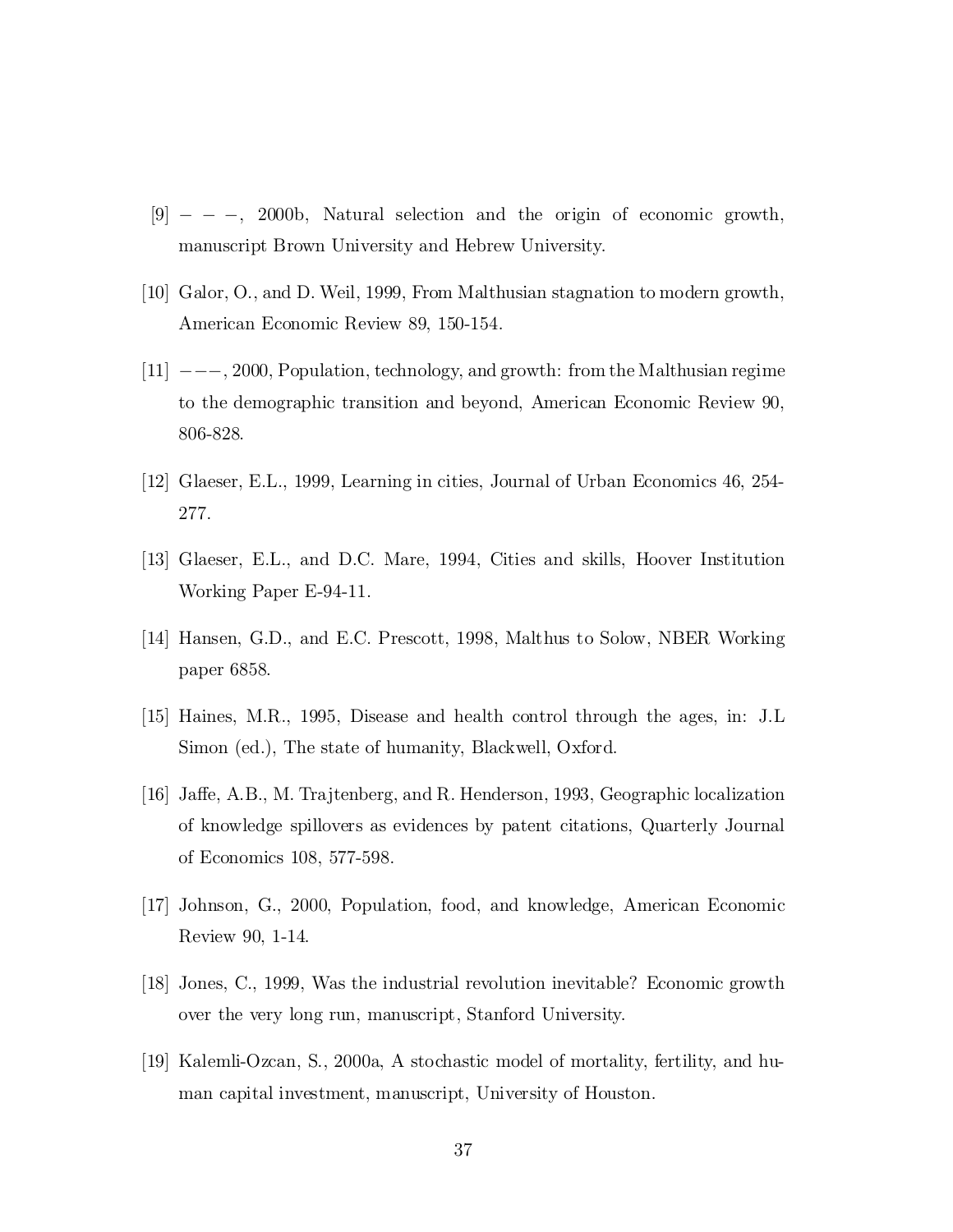[9] – – –, 2000b, Natural selection and the origin of economic growth, manuscript Brown University and Hebrew University.

[10] Galor, O., and D. Weil, 1999, From Malthusian stagnation to modern growth, American Economic Review 89, 150-154.

[11] – – –, 2000, Population, technology, and growth: from the Malthusian regime to the demographic transition and beyond, American Economic Review 90, 806-828.

[12] Glaeser, E.L., 1999, Learning in cities, Journal of Urban Economics 46, 254-277.

[13] Glaeser, E.L., and D.C. Mare, 1994, Cities and skills, Hoover Institution Working Paper E-94-11.

[14] Hansen, G.D., and E.C. Prescott, 1998, Malthus to Solow, NBER Working paper 6858.

[15] Haines, M.R., 1995, Disease and health control through the ages, in: J.L Simon (ed.), The state of humanity, Blackwell, Oxford.

[16] Jaffe, A.B., M. Trajtenberg, and R. Henderson, 1993, Geographic localization of knowledge spillovers as evidences by patent citations, Quarterly Journal of Economics 108, 577-598.

[17] Johnson, G., 2000, Population, food, and knowledge, American Economic Review 90, 1-14.

[18] Jones, C., 1999, Was the industrial revolution inevitable? Economic growth over the very long run, manuscript, Stanford University.

[19] Kalemli-Ozcan, S., 2000a, A stochastic model of mortality, fertility, and human capital investment, manuscript, University of Houston.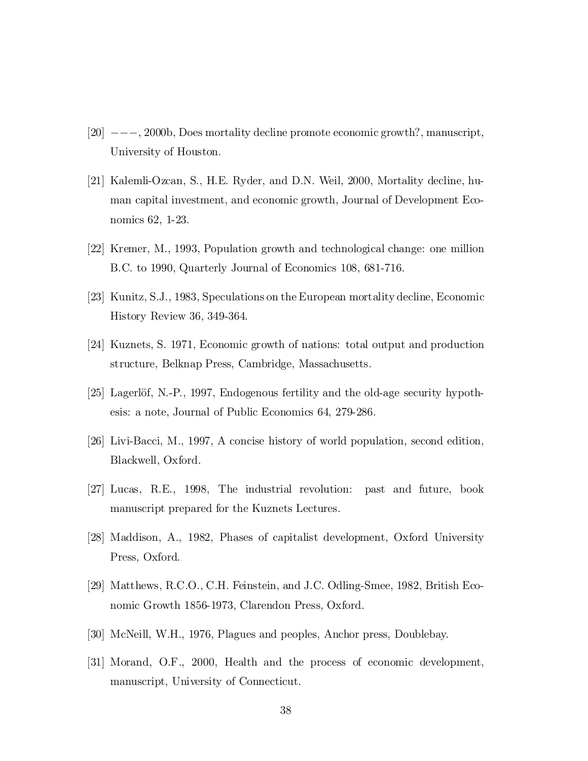[20] −−−, 2000b, Does mortality decline promote economic growth?, manuscript, University of Houston.

[21] Kalemli-Ozcan, S., H.E. Ryder, and D.N. Weil, 2000, Mortality decline, human capital investment, and economic growth, Journal of Development Economics 62, 1-23.

[22] Kremer, M., 1993, Population growth and technological change: one million B.C. to 1990, Quarterly Journal of Economics 108, 681-716.

[23] Kunitz, S.J., 1983, Speculations on the European mortality decline, Economic History Review 36, 349-364.

[24] Kuznets, S. 1971, Economic growth of nations: total output and production structure, Belknap Press, Cambridge, Massachusetts.

[25] Lagerlöf, N.-P., 1997, Endogenous fertility and the old-age security hypothesis: a note, Journal of Public Economics 64, 279-286.

[26] Livi-Bacci, M., 1997, A concise history of world population, second edition, Blackwell, Oxford.

[27] Lucas, R.E., 1998, The industrial revolution: past and future, book manuscript prepared for the Kuznets Lectures.

[28] Maddison, A., 1982, Phases of capitalist development, Oxford University Press, Oxford.

[29] Matthews, R.C.O., C.H. Feinstein, and J.C. Odling-Smee, 1982, British Economic Growth 1856-1973, Clarendon Press, Oxford.

[30] McNeill, W.H., 1976, Plagues and peoples, Anchor press, Doublebay.

[31] Morand, O.F., 2000, Health and the process of economic development, manuscript, University of Connecticut.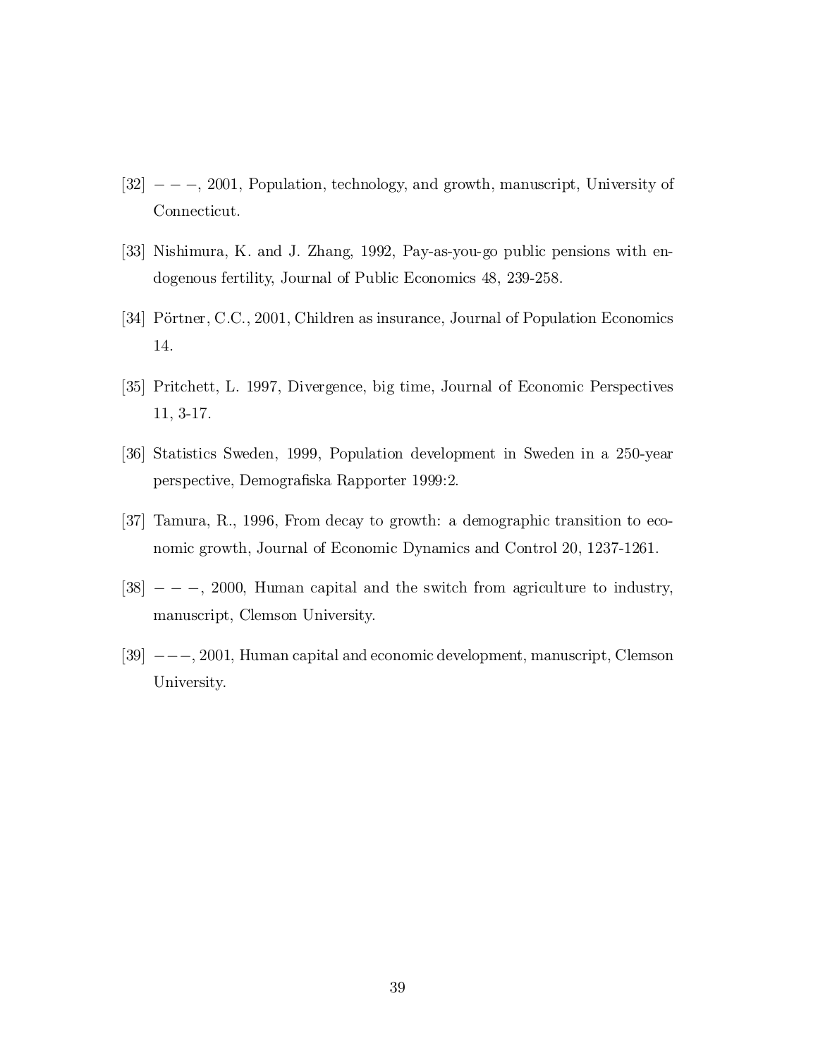[32] − − −, 2001, Population, technology, and growth, manuscript, University of Connecticut.

[33] Nishimura, K. and J. Zhang, 1992, Pay-as-you-go public pensions with endogenous fertility, Journal of Public Economics 48, 239-258.

[34] Pörtner, C.C., 2001, Children as insurance, Journal of Population Economics 14.

[35] Pritchett, L. 1997, Divergence, big time, Journal of Economic Perspectives 11, 3-17.

[36] Statistics Sweden, 1999, Population development in Sweden in a 250-year perspective, Demografiska Rapporter 1999:2.

[37] Tamura, R., 1996, From decay to growth: a demographic transition to economic growth, Journal of Economic Dynamics and Control 20, 1237-1261.

[38] − − −, 2000, Human capital and the switch from agriculture to industry, manuscript, Clemson University.

[39] −−−, 2001, Human capital and economic development, manuscript, Clemson University.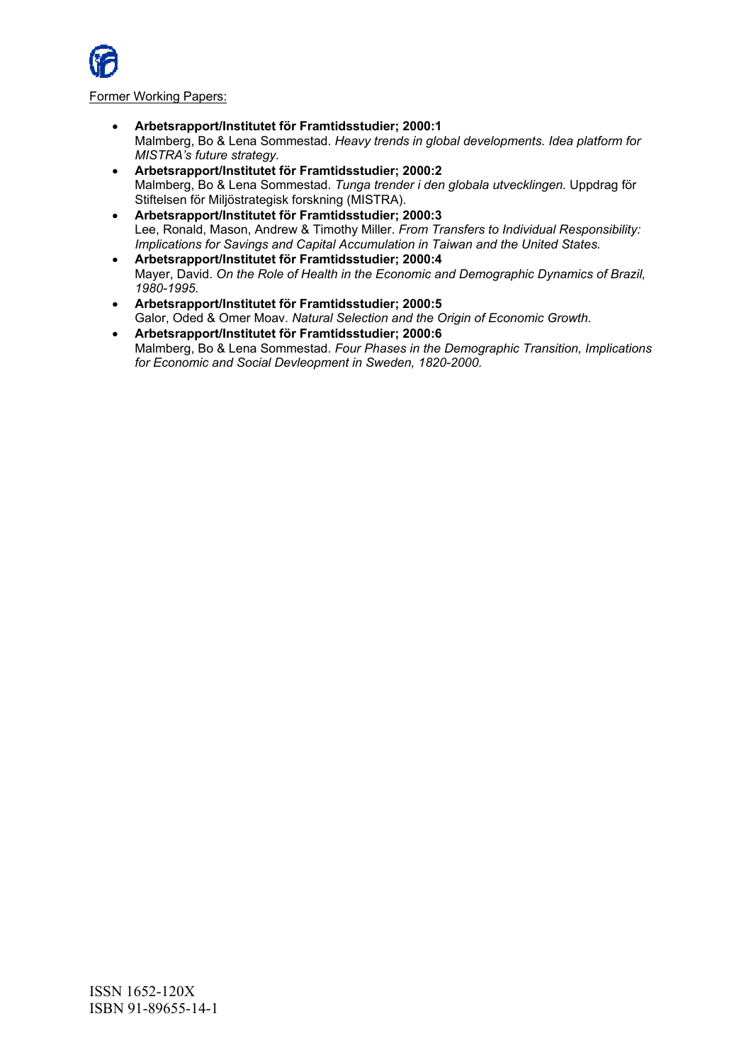Former Working Papers:

- **Arbetsrapport/Institutet för Framtidsstudier; 2000:1**
  Malmberg, Bo & Lena Sommestad. *Heavy trends in global developments. Idea platform for MISTRA's future strategy.*
- **Arbetsrapport/Institutet för Framtidsstudier; 2000:2**
  Malmberg, Bo & Lena Sommestad. *Tunga trender i den globala utvecklingen.* Uppdrag för Stiftelsen för Miljöstrategisk forskning (MISTRA).
- **Arbetsrapport/Institutet för Framtidsstudier; 2000:3**
  Lee, Ronald, Mason, Andrew & Timothy Miller. *From Transfers to Individual Responsibility: Implications for Savings and Capital Accumulation in Taiwan and the United States.*
- **Arbetsrapport/Institutet för Framtidsstudier; 2000:4**
  Mayer, David. *On the Role of Health in the Economic and Demographic Dynamics of Brazil, 1980-1995.*
- **Arbetsrapport/Institutet för Framtidsstudier; 2000:5**
  Galor, Oded & Omer Moav. *Natural Selection and the Origin of Economic Growth.*
- **Arbetsrapport/Institutet för Framtidsstudier; 2000:6**
  Malmberg, Bo & Lena Sommestad. *Four Phases in the Demographic Transition, Implications for Economic and Social Devleopment in Sweden, 1820-2000.*

ISSN 1652-120X
ISBN 91-89655-14-1